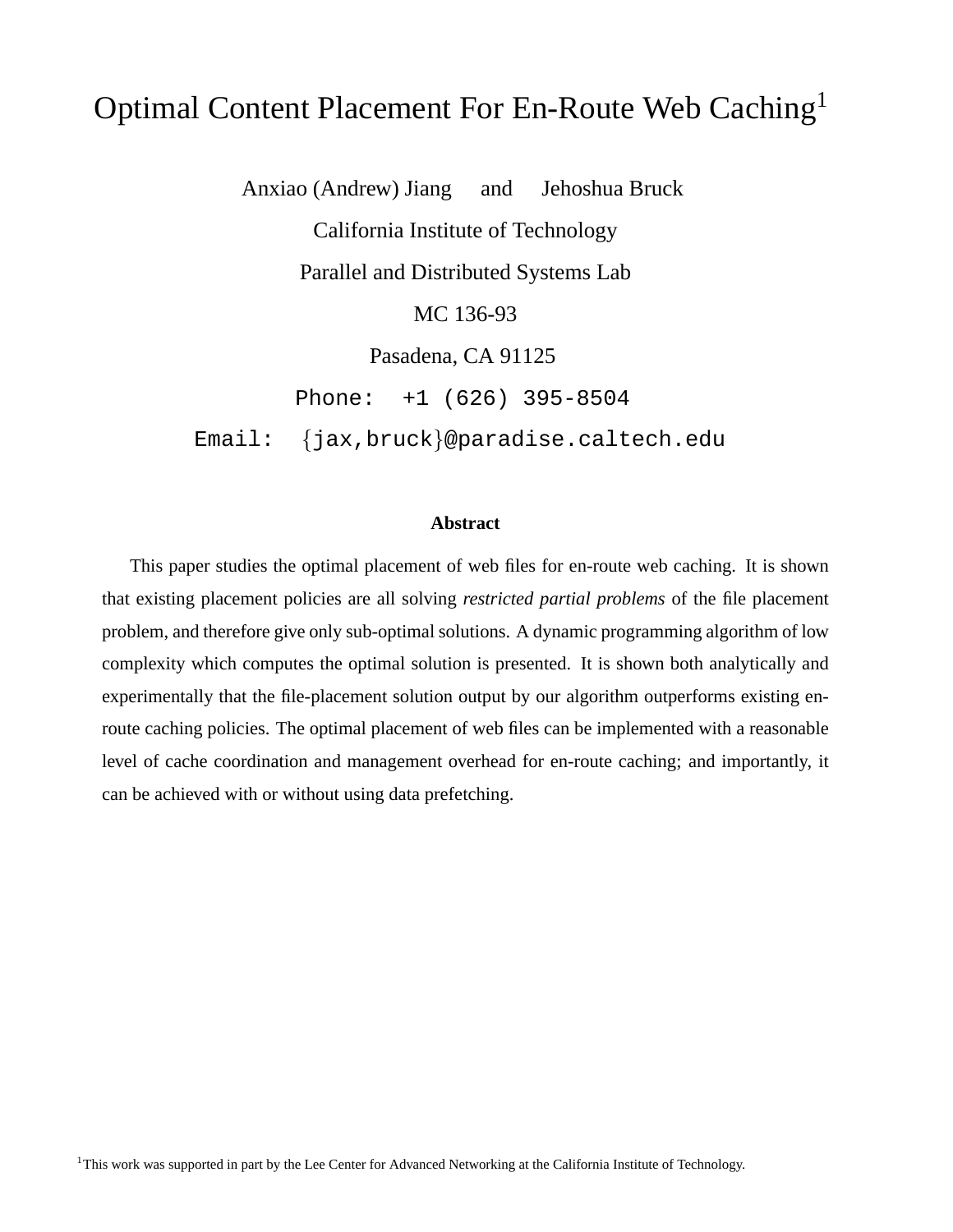# Optimal Content Placement For En-Route Web Caching[1]

Anxiao (Andrew) Jiang and Jehoshua Bruck

California Institute of Technology

Parallel and Distributed Systems Lab

MC 136-93

Pasadena, CA 91125

Phone: +1 (626) 395-8504

Email: {jax,bruck}@paradise.caltech.edu

### Abstract

This paper studies the optimal placement of web files for en-route web caching. It is shown that existing placement policies are all solving *restricted partial problems* of the file placement problem, and therefore give only sub-optimal solutions. A dynamic programming algorithm of low complexity which computes the optimal solution is presented. It is shown both analytically and experimentally that the file-placement solution output by our algorithm outperforms existing en-route caching policies. The optimal placement of web files can be implemented with a reasonable level of cache coordination and management overhead for en-route caching; and importantly, it can be achieved with or without using data prefetching.

[1] This work was supported in part by the Lee Center for Advanced Networking at the California Institute of Technology.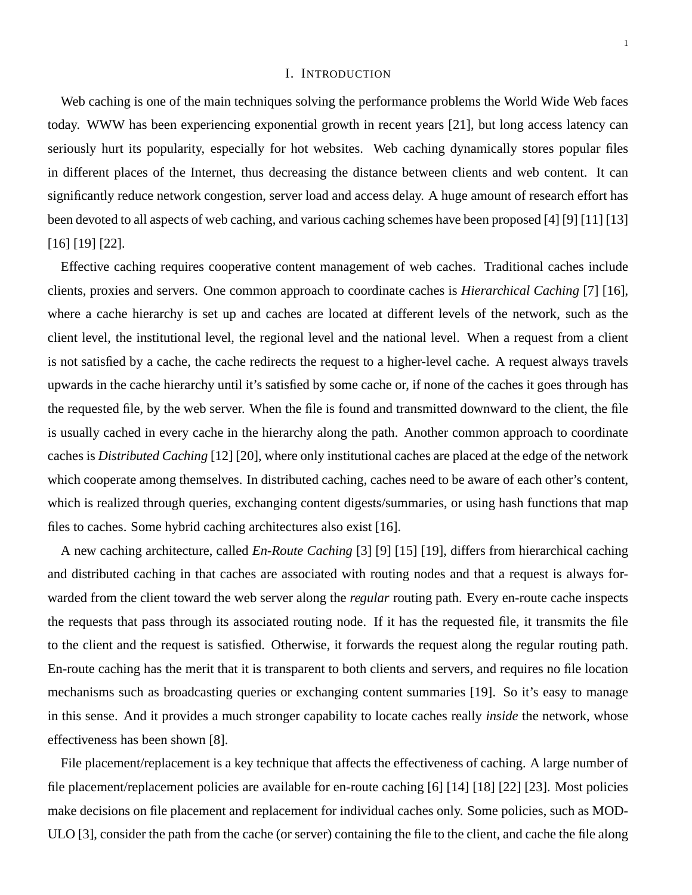# I. Introduction

Web caching is one of the main techniques solving the performance problems the World Wide Web faces today. WWW has been experiencing exponential growth in recent years [21], but long access latency can seriously hurt its popularity, especially for hot websites. Web caching dynamically stores popular files in different places of the Internet, thus decreasing the distance between clients and web content. It can significantly reduce network congestion, server load and access delay. A huge amount of research effort has been devoted to all aspects of web caching, and various caching schemes have been proposed [4] [9] [11] [13] [16] [19] [22].

Effective caching requires cooperative content management of web caches. Traditional caches include clients, proxies and servers. One common approach to coordinate caches is *Hierarchical Caching* [7] [16], where a cache hierarchy is set up and caches are located at different levels of the network, such as the client level, the institutional level, the regional level and the national level. When a request from a client is not satisfied by a cache, the cache redirects the request to a higher-level cache. A request always travels upwards in the cache hierarchy until it's satisfied by some cache or, if none of the caches it goes through has the requested file, by the web server. When the file is found and transmitted downward to the client, the file is usually cached in every cache in the hierarchy along the path. Another common approach to coordinate caches is *Distributed Caching* [12] [20], where only institutional caches are placed at the edge of the network which cooperate among themselves. In distributed caching, caches need to be aware of each other's content, which is realized through queries, exchanging content digests/summaries, or using hash functions that map files to caches. Some hybrid caching architectures also exist [16].

A new caching architecture, called *En-Route Caching* [3] [9] [15] [19], differs from hierarchical caching and distributed caching in that caches are associated with routing nodes and that a request is always forwarded from the client toward the web server along the *regular* routing path. Every en-route cache inspects the requests that pass through its associated routing node. If it has the requested file, it transmits the file to the client and the request is satisfied. Otherwise, it forwards the request along the regular routing path. En-route caching has the merit that it is transparent to both clients and servers, and requires no file location mechanisms such as broadcasting queries or exchanging content summaries [19]. So it's easy to manage in this sense. And it provides a much stronger capability to locate caches really *inside* the network, whose effectiveness has been shown [8].

File placement/replacement is a key technique that affects the effectiveness of caching. A large number of file placement/replacement policies are available for en-route caching [6] [14] [18] [22] [23]. Most policies make decisions on file placement and replacement for individual caches only. Some policies, such as MODULO [3], consider the path from the cache (or server) containing the file to the client, and cache the file along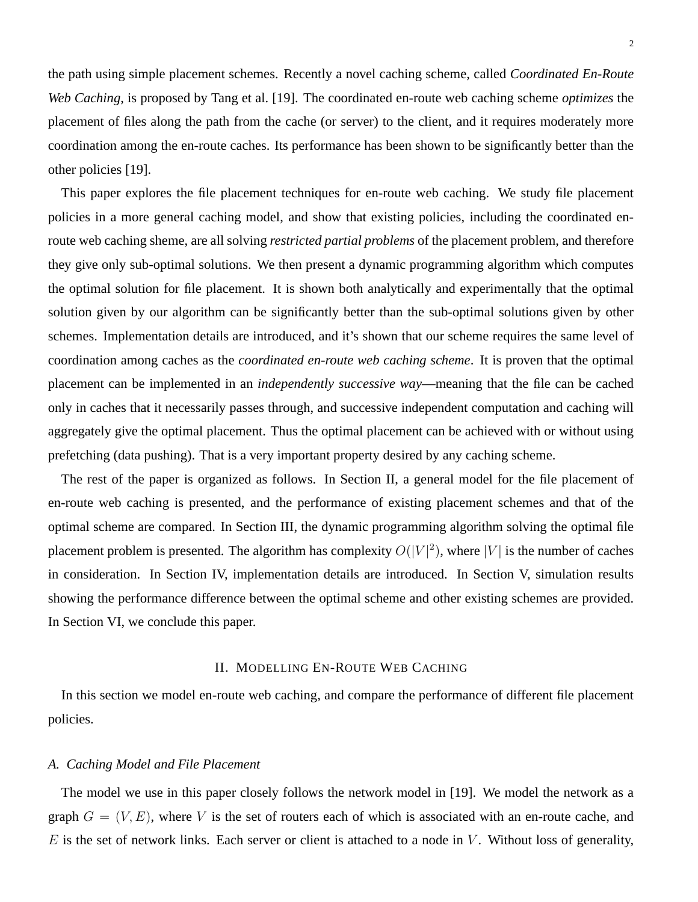the path using simple placement schemes. Recently a novel caching scheme, called *Coordinated En-Route Web Caching*, is proposed by Tang et al. [19]. The coordinated en-route web caching scheme *optimizes* the placement of files along the path from the cache (or server) to the client, and it requires moderately more coordination among the en-route caches. Its performance has been shown to be significantly better than the other policies [19].

This paper explores the file placement techniques for en-route web caching. We study file placement policies in a more general caching model, and show that existing policies, including the coordinated en-route web caching sheme, are all solving *restricted partial problems* of the placement problem, and therefore they give only sub-optimal solutions. We then present a dynamic programming algorithm which computes the optimal solution for file placement. It is shown both analytically and experimentally that the optimal solution given by our algorithm can be significantly better than the sub-optimal solutions given by other schemes. Implementation details are introduced, and it's shown that our scheme requires the same level of coordination among caches as the *coordinated en-route web caching scheme*. It is proven that the optimal placement can be implemented in an *independently successive way*—meaning that the file can be cached only in caches that it necessarily passes through, and successive independent computation and caching will aggregately give the optimal placement. Thus the optimal placement can be achieved with or without using prefetching (data pushing). That is a very important property desired by any caching scheme.

The rest of the paper is organized as follows. In Section II, a general model for the file placement of en-route web caching is presented, and the performance of existing placement schemes and that of the optimal scheme are compared. In Section III, the dynamic programming algorithm solving the optimal file placement problem is presented. The algorithm has complexity $O(|V|^2)$, where $|V|$ is the number of caches in consideration. In Section IV, implementation details are introduced. In Section V, simulation results showing the performance difference between the optimal scheme and other existing schemes are provided. In Section VI, we conclude this paper.

## II. Modelling En-Route Web Caching

In this section we model en-route web caching, and compare the performance of different file placement policies.

### A. Caching Model and File Placement

The model we use in this paper closely follows the network model in [19]. We model the network as a graph $G = (V, E)$, where $V$ is the set of routers each of which is associated with an en-route cache, and $E$ is the set of network links. Each server or client is attached to a node in $V$. Without loss of generality,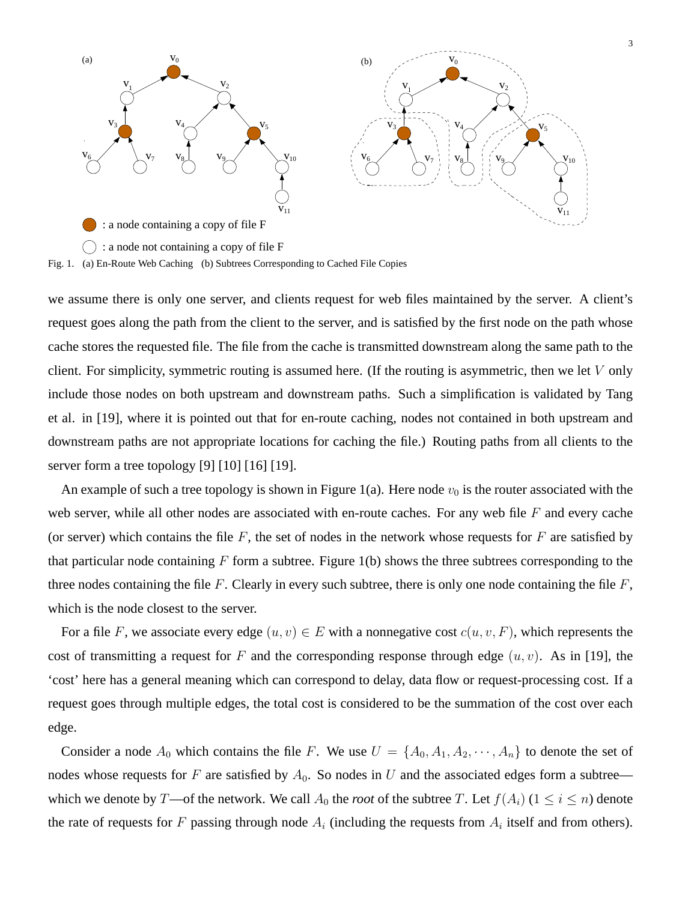: a node containing a copy of file F

: a node not containing a copy of file F

Fig. 1. (a) En-Route Web Caching (b) Subtrees Corresponding to Cached File Copies

we assume there is only one server, and clients request for web files maintained by the server. A client's request goes along the path from the client to the server, and is satisfied by the first node on the path whose cache stores the requested file. The file from the cache is transmitted downstream along the same path to the client. For simplicity, symmetric routing is assumed here. (If the routing is asymmetric, then we let $V$ only include those nodes on both upstream and downstream paths. Such a simplification is validated by Tang et al. in [19], where it is pointed out that for en-route caching, nodes not contained in both upstream and downstream paths are not appropriate locations for caching the file.) Routing paths from all clients to the server form a tree topology [9] [10] [16] [19].

An example of such a tree topology is shown in Figure 1(a). Here node $v_0$ is the router associated with the web server, while all other nodes are associated with en-route caches. For any web file $F$ and every cache (or server) which contains the file $F$, the set of nodes in the network whose requests for $F$ are satisfied by that particular node containing $F$ form a subtree. Figure 1(b) shows the three subtrees corresponding to the three nodes containing the file $F$. Clearly in every such subtree, there is only one node containing the file $F$, which is the node closest to the server.

For a file $F$, we associate every edge $(u, v) \in E$ with a nonnegative cost $c(u, v, F)$, which represents the cost of transmitting a request for $F$ and the corresponding response through edge $(u, v)$. As in [19], the 'cost' here has a general meaning which can correspond to delay, data flow or request-processing cost. If a request goes through multiple edges, the total cost is considered to be the summation of the cost over each edge.

Consider a node $A_0$ which contains the file $F$. We use $U = \{A_0, A_1, A_2, \cdots, A_n\}$ to denote the set of nodes whose requests for $F$ are satisfied by $A_0$. So nodes in $U$ and the associated edges form a subtree—which we denote by $T$—of the network. We call $A_0$ the *root* of the subtree $T$. Let $f(A_i)$ ($1 \leq i \leq n$) denote the rate of requests for $F$ passing through node $A_i$ (including the requests from $A_i$ itself and from others).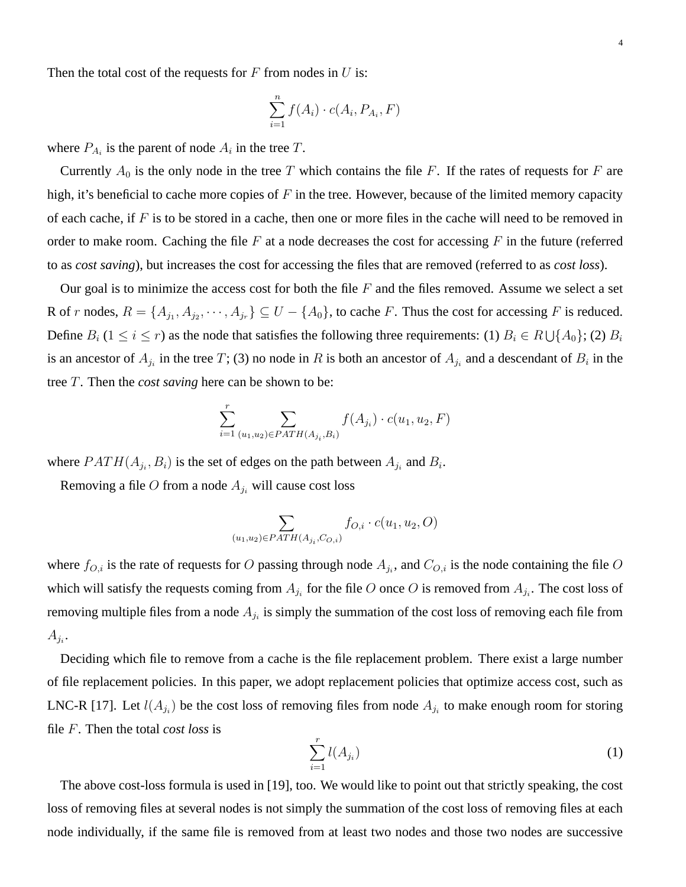Then the total cost of the requests for $F$ from nodes in $U$ is:

$$\sum_{i=1}^{n} f(A_i) \cdot c(A_i, P_{A_i}, F)$$

where $P_{A_i}$ is the parent of node $A_i$ in the tree $T$.

Currently $A_0$ is the only node in the tree $T$ which contains the file $F$. If the rates of requests for $F$ are high, it's beneficial to cache more copies of $F$ in the tree. However, because of the limited memory capacity of each cache, if $F$ is to be stored in a cache, then one or more files in the cache will need to be removed in order to make room. Caching the file $F$ at a node decreases the cost for accessing $F$ in the future (referred to as *cost saving*), but increases the cost for accessing the files that are removed (referred to as *cost loss*).

Our goal is to minimize the access cost for both the file $F$ and the files removed. Assume we select a set R of $r$ nodes, $R = \{A_{j_1}, A_{j_2}, \cdots, A_{j_r}\} \subseteq U - \{A_0\}$, to cache $F$. Thus the cost for accessing $F$ is reduced. Define $B_i$ ($1 \leq i \leq r$) as the node that satisfies the following three requirements: (1) $B_i \in R \bigcup \{A_0\}$; (2) $B_i$ is an ancestor of $A_{j_i}$ in the tree $T$; (3) no node in $R$ is both an ancestor of $A_{j_i}$ and a descendant of $B_i$ in the tree $T$. Then the *cost saving* here can be shown to be:

$$\sum_{i=1}^{r} \sum_{(u_1,u_2) \in PATH(A_{j_i}, B_i)} f(A_{j_i}) \cdot c(u_1, u_2, F)$$

where $PATH(A_{j_i}, B_i)$ is the set of edges on the path between $A_{j_i}$ and $B_i$.

Removing a file $O$ from a node $A_{j_i}$ will cause cost loss

$$\sum_{(u_1,u_2) \in PATH(A_{j_i}, C_{O,i})} f_{O,i} \cdot c(u_1, u_2, O)$$

where $f_{O,i}$ is the rate of requests for $O$ passing through node $A_{j_i}$, and $C_{O,i}$ is the node containing the file $O$ which will satisfy the requests coming from $A_{j_i}$ for the file $O$ once $O$ is removed from $A_{j_i}$. The cost loss of removing multiple files from a node $A_{j_i}$ is simply the summation of the cost loss of removing each file from $A_{j_i}$.

Deciding which file to remove from a cache is the file replacement problem. There exist a large number of file replacement policies. In this paper, we adopt replacement policies that optimize access cost, such as LNC-R [17]. Let $l(A_{j_i})$ be the cost loss of removing files from node $A_{j_i}$ to make enough room for storing file $F$. Then the total *cost loss* is

$$\sum_{i=1}^{r} l(A_{j_i}) \tag{1}$$

The above cost-loss formula is used in [19], too. We would like to point out that strictly speaking, the cost loss of removing files at several nodes is not simply the summation of the cost loss of removing files at each node individually, if the same file is removed from at least two nodes and those two nodes are successive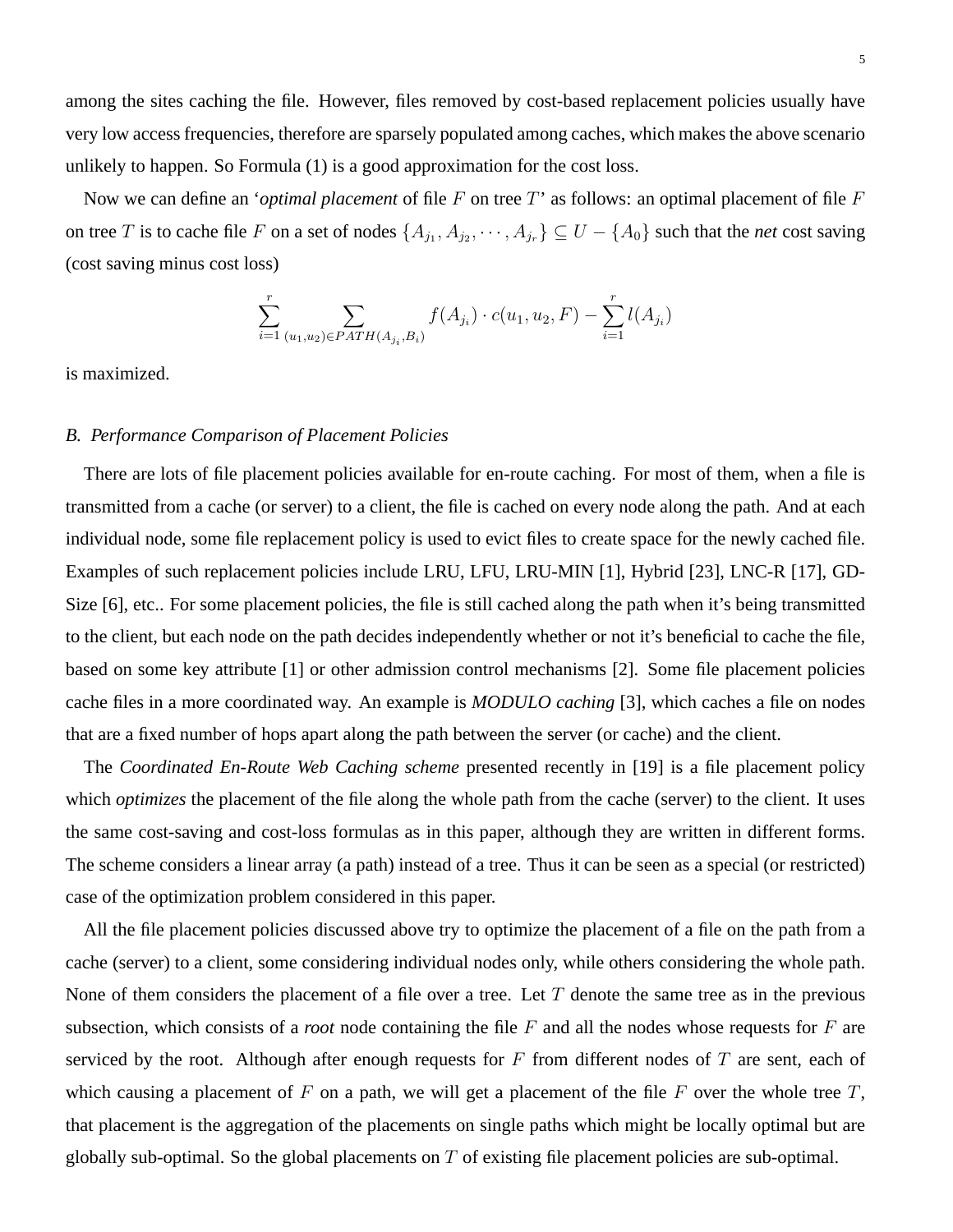among the sites caching the file. However, files removed by cost-based replacement policies usually have very low access frequencies, therefore are sparsely populated among caches, which makes the above scenario unlikely to happen. So Formula (1) is a good approximation for the cost loss.

Now we can define an '*optimal placement* of file $F$ on tree $T$' as follows: an optimal placement of file $F$ on tree $T$ is to cache file $F$ on a set of nodes $\{A_{j_1}, A_{j_2}, \cdots, A_{j_r}\} \subseteq U - \{A_0\}$ such that the *net* cost saving (cost saving minus cost loss)

$$\sum_{i=1}^{r} \sum_{(u_1,u_2) \in PATH(A_{j_i}, B_i)} f(A_{j_i}) \cdot c(u_1, u_2, F) - \sum_{i=1}^{r} l(A_{j_i})$$

is maximized.

### *B. Performance Comparison of Placement Policies*

There are lots of file placement policies available for en-route caching. For most of them, when a file is transmitted from a cache (or server) to a client, the file is cached on every node along the path. And at each individual node, some file replacement policy is used to evict files to create space for the newly cached file. Examples of such replacement policies include LRU, LFU, LRU-MIN [1], Hybrid [23], LNC-R [17], GD-Size [6], etc.. For some placement policies, the file is still cached along the path when it's being transmitted to the client, but each node on the path decides independently whether or not it's beneficial to cache the file, based on some key attribute [1] or other admission control mechanisms [2]. Some file placement policies cache files in a more coordinated way. An example is *MODULO caching* [3], which caches a file on nodes that are a fixed number of hops apart along the path between the server (or cache) and the client.

The *Coordinated En-Route Web Caching scheme* presented recently in [19] is a file placement policy which *optimizes* the placement of the file along the whole path from the cache (server) to the client. It uses the same cost-saving and cost-loss formulas as in this paper, although they are written in different forms. The scheme considers a linear array (a path) instead of a tree. Thus it can be seen as a special (or restricted) case of the optimization problem considered in this paper.

All the file placement policies discussed above try to optimize the placement of a file on the path from a cache (server) to a client, some considering individual nodes only, while others considering the whole path. None of them considers the placement of a file over a tree. Let $T$ denote the same tree as in the previous subsection, which consists of a *root* node containing the file $F$ and all the nodes whose requests for $F$ are serviced by the root. Although after enough requests for $F$ from different nodes of $T$ are sent, each of which causing a placement of $F$ on a path, we will get a placement of the file $F$ over the whole tree $T$, that placement is the aggregation of the placements on single paths which might be locally optimal but are globally sub-optimal. So the global placements on $T$ of existing file placement policies are sub-optimal.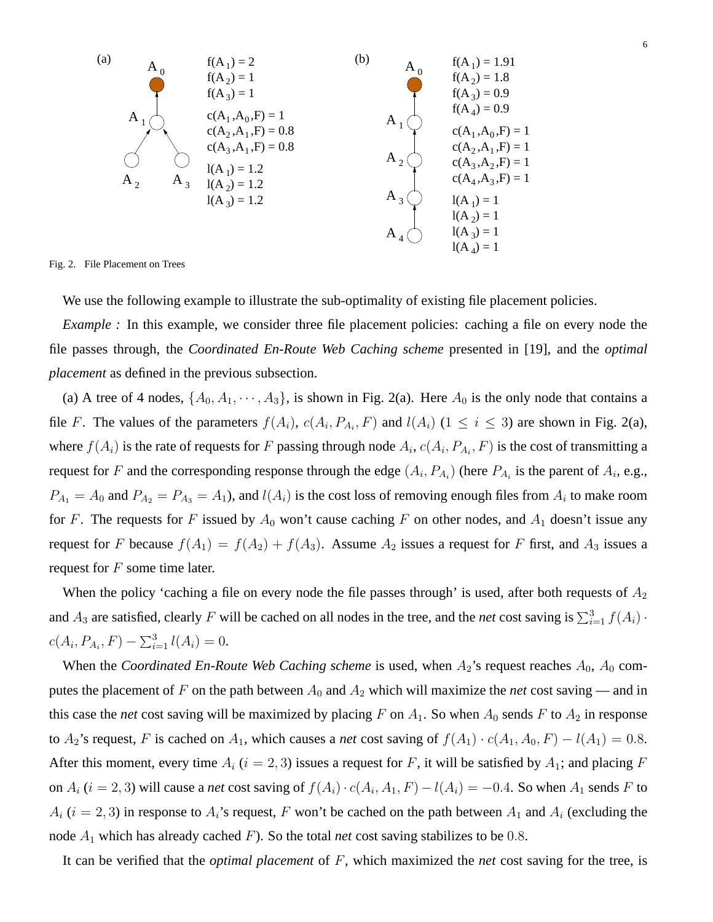Fig. 2. File Placement on Trees

We use the following example to illustrate the sub-optimality of existing file placement policies.

*Example :* In this example, we consider three file placement policies: caching a file on every node the file passes through, the *Coordinated En-Route Web Caching scheme* presented in [19], and the *optimal placement* as defined in the previous subsection.

(a) A tree of 4 nodes, $\{A_0, A_1, \cdots, A_3\}$, is shown in Fig. 2(a). Here $A_0$ is the only node that contains a file $F$. The values of the parameters $f(A_i)$, $c(A_i, P_{A_i}, F)$ and $l(A_i)$ ($1 \leq i \leq 3$) are shown in Fig. 2(a), where $f(A_i)$ is the rate of requests for $F$ passing through node $A_i$, $c(A_i, P_{A_i}, F)$ is the cost of transmitting a request for $F$ and the corresponding response through the edge $(A_i, P_{A_i})$ (here $P_{A_i}$ is the parent of $A_i$, e.g., $P_{A_1} = A_0$ and $P_{A_2} = P_{A_3} = A_1$), and $l(A_i)$ is the cost loss of removing enough files from $A_i$ to make room for $F$. The requests for $F$ issued by $A_0$ won't cause caching $F$ on other nodes, and $A_1$ doesn't issue any request for $F$ because $f(A_1) = f(A_2) + f(A_3)$. Assume $A_2$ issues a request for $F$ first, and $A_3$ issues a request for $F$ some time later.

When the policy 'caching a file on every node the file passes through' is used, after both requests of $A_2$ and $A_3$ are satisfied, clearly $F$ will be cached on all nodes in the tree, and the *net* cost saving is $\sum_{i=1}^{3} f(A_i) \cdot c(A_i, P_{A_i}, F) - \sum_{i=1}^{3} l(A_i) = 0$.

When the *Coordinated En-Route Web Caching scheme* is used, when $A_2$'s request reaches $A_0$, $A_0$ computes the placement of $F$ on the path between $A_0$ and $A_2$ which will maximize the *net* cost saving — and in this case the *net* cost saving will be maximized by placing $F$ on $A_1$. So when $A_0$ sends $F$ to $A_2$ in response to $A_2$'s request, $F$ is cached on $A_1$, which causes a *net* cost saving of $f(A_1) \cdot c(A_1, A_0, F) - l(A_1) = 0.8$. After this moment, every time $A_i$ ($i = 2, 3$) issues a request for $F$, it will be satisfied by $A_1$; and placing $F$ on $A_i$ ($i = 2, 3$) will cause a *net* cost saving of $f(A_i) \cdot c(A_i, A_1, F) - l(A_i) = -0.4$. So when $A_1$ sends $F$ to $A_i$ ($i = 2, 3$) in response to $A_i$'s request, $F$ won't be cached on the path between $A_1$ and $A_i$ (excluding the node $A_1$ which has already cached $F$). So the total *net* cost saving stabilizes to be $0.8$.

It can be verified that the *optimal placement* of $F$, which maximized the *net* cost saving for the tree, is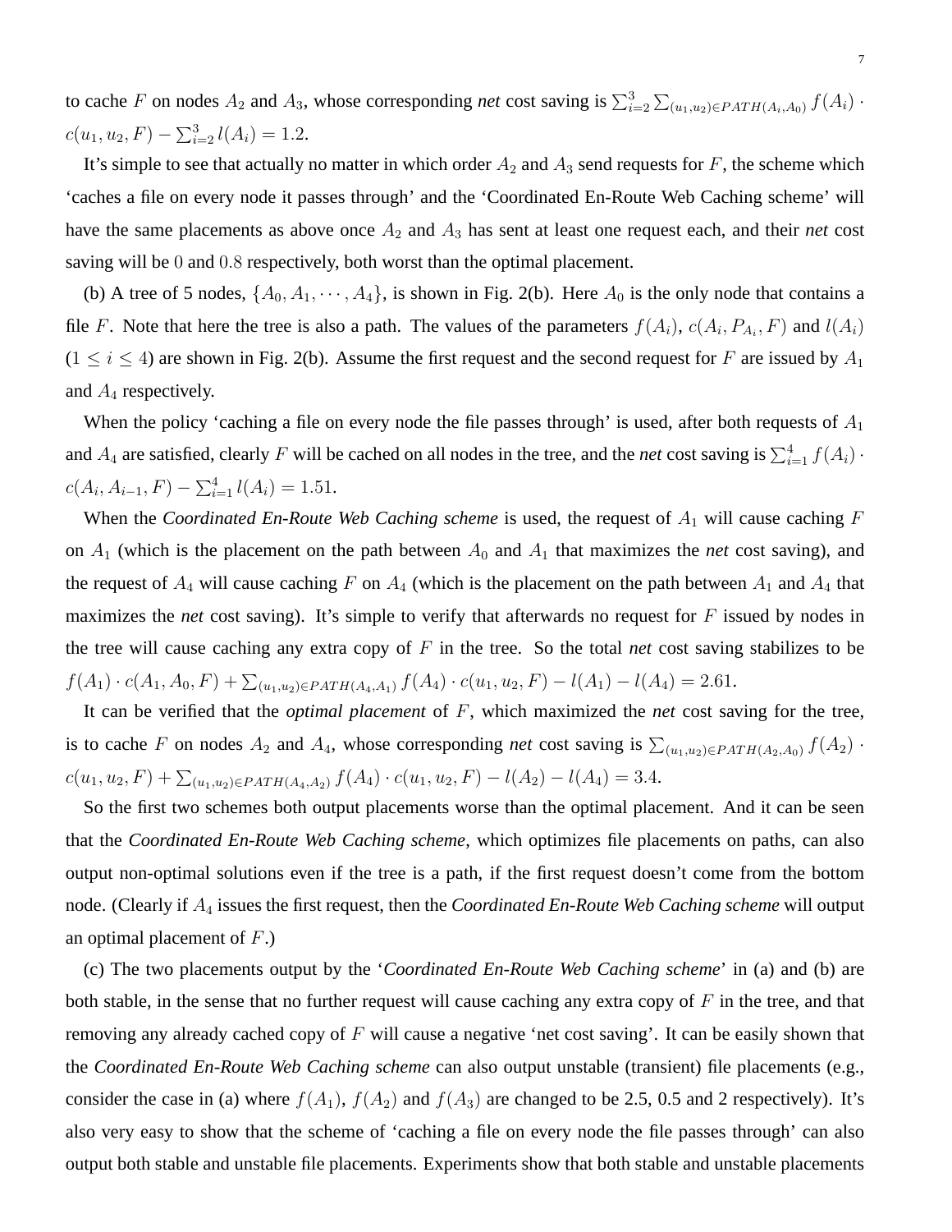to cache $F$ on nodes $A_2$ and $A_3$, whose corresponding *net* cost saving is $\sum_{i=2}^{3}\sum_{(u_1,u_2)\in PATH(A_i,A_0)} f(A_i)\cdot c(u_1,u_2,F) - \sum_{i=2}^{3} l(A_i) = 1.2$.

It's simple to see that actually no matter in which order $A_2$ and $A_3$ send requests for $F$, the scheme which 'caches a file on every node it passes through' and the 'Coordinated En-Route Web Caching scheme' will have the same placements as above once $A_2$ and $A_3$ has sent at least one request each, and their *net* cost saving will be $0$ and $0.8$ respectively, both worst than the optimal placement.

(b) A tree of 5 nodes, $\{A_0, A_1, \cdots, A_4\}$, is shown in Fig. 2(b). Here $A_0$ is the only node that contains a file $F$. Note that here the tree is also a path. The values of the parameters $f(A_i)$, $c(A_i, P_{A_i}, F)$ and $l(A_i)$ ($1 \le i \le 4$) are shown in Fig. 2(b). Assume the first request and the second request for $F$ are issued by $A_1$ and $A_4$ respectively.

When the policy 'caching a file on every node the file passes through' is used, after both requests of $A_1$ and $A_4$ are satisfied, clearly $F$ will be cached on all nodes in the tree, and the *net* cost saving is $\sum_{i=1}^{4} f(A_i)\cdot c(A_i, A_{i-1}, F) - \sum_{i=1}^{4} l(A_i) = 1.51$.

When the *Coordinated En-Route Web Caching scheme* is used, the request of $A_1$ will cause caching $F$ on $A_1$ (which is the placement on the path between $A_0$ and $A_1$ that maximizes the *net* cost saving), and the request of $A_4$ will cause caching $F$ on $A_4$ (which is the placement on the path between $A_1$ and $A_4$ that maximizes the *net* cost saving). It's simple to verify that afterwards no request for $F$ issued by nodes in the tree will cause caching any extra copy of $F$ in the tree. So the total *net* cost saving stabilizes to be $f(A_1)\cdot c(A_1, A_0, F) + \sum_{(u_1,u_2)\in PATH(A_4,A_1)} f(A_4)\cdot c(u_1,u_2,F) - l(A_1) - l(A_4) = 2.61$.

It can be verified that the *optimal placement* of $F$, which maximized the *net* cost saving for the tree, is to cache $F$ on nodes $A_2$ and $A_4$, whose corresponding *net* cost saving is $\sum_{(u_1,u_2)\in PATH(A_2,A_0)} f(A_2)\cdot c(u_1,u_2,F) + \sum_{(u_1,u_2)\in PATH(A_4,A_2)} f(A_4)\cdot c(u_1,u_2,F) - l(A_2) - l(A_4) = 3.4$.

So the first two schemes both output placements worse than the optimal placement. And it can be seen that the *Coordinated En-Route Web Caching scheme*, which optimizes file placements on paths, can also output non-optimal solutions even if the tree is a path, if the first request doesn't come from the bottom node. (Clearly if $A_4$ issues the first request, then the *Coordinated En-Route Web Caching scheme* will output an optimal placement of $F$.)

(c) The two placements output by the '*Coordinated En-Route Web Caching scheme*' in (a) and (b) are both stable, in the sense that no further request will cause caching any extra copy of $F$ in the tree, and that removing any already cached copy of $F$ will cause a negative 'net cost saving'. It can be easily shown that the *Coordinated En-Route Web Caching scheme* can also output unstable (transient) file placements (e.g., consider the case in (a) where $f(A_1)$, $f(A_2)$ and $f(A_3)$ are changed to be 2.5, 0.5 and 2 respectively). It's also very easy to show that the scheme of 'caching a file on every node the file passes through' can also output both stable and unstable file placements. Experiments show that both stable and unstable placements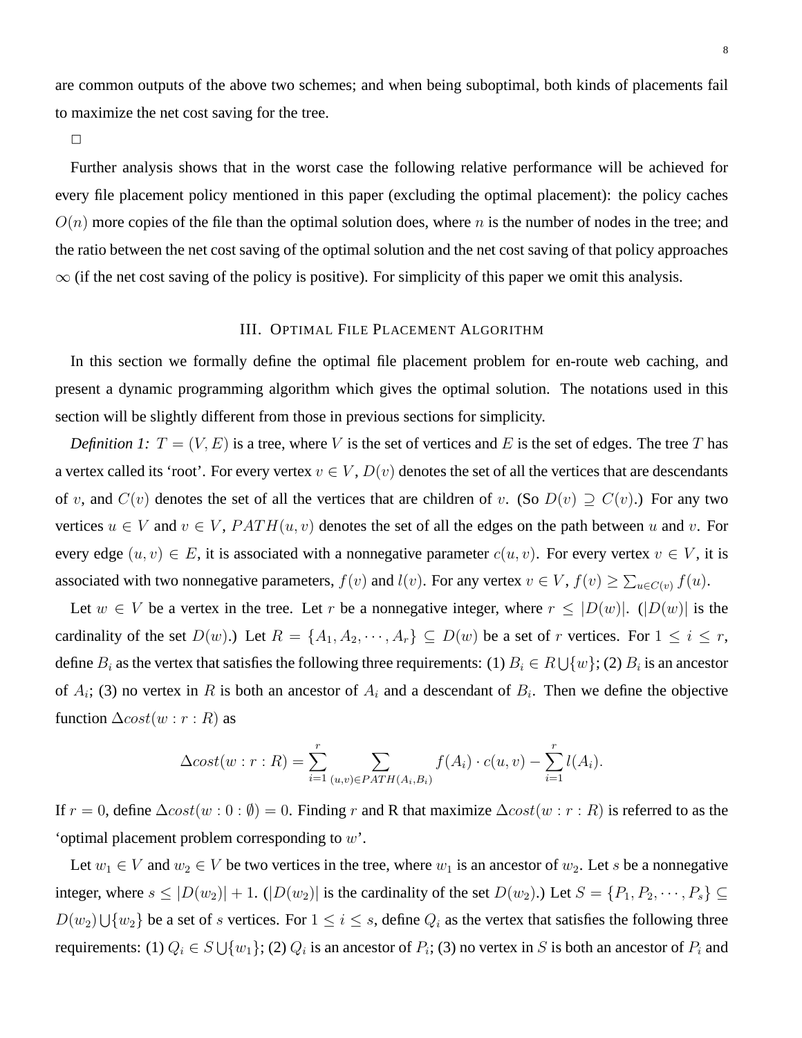are common outputs of the above two schemes; and when being suboptimal, both kinds of placements fail to maximize the net cost saving for the tree.

□

Further analysis shows that in the worst case the following relative performance will be achieved for every file placement policy mentioned in this paper (excluding the optimal placement): the policy caches $O(n)$ more copies of the file than the optimal solution does, where $n$ is the number of nodes in the tree; and the ratio between the net cost saving of the optimal solution and the net cost saving of that policy approaches $\infty$ (if the net cost saving of the policy is positive). For simplicity of this paper we omit this analysis.

## III. Optimal File Placement Algorithm

In this section we formally define the optimal file placement problem for en-route web caching, and present a dynamic programming algorithm which gives the optimal solution. The notations used in this section will be slightly different from those in previous sections for simplicity.

*Definition 1:* $T = (V, E)$ is a tree, where $V$ is the set of vertices and $E$ is the set of edges. The tree $T$ has a vertex called its 'root'. For every vertex $v \in V$, $D(v)$ denotes the set of all the vertices that are descendants of $v$, and $C(v)$ denotes the set of all the vertices that are children of $v$. (So $D(v) \supseteq C(v)$.) For any two vertices $u \in V$ and $v \in V$, $PATH(u, v)$ denotes the set of all the edges on the path between $u$ and $v$. For every edge $(u, v) \in E$, it is associated with a nonnegative parameter $c(u, v)$. For every vertex $v \in V$, it is associated with two nonnegative parameters, $f(v)$ and $l(v)$. For any vertex $v \in V$, $f(v) \geq \sum_{u \in C(v)} f(u)$.

Let $w \in V$ be a vertex in the tree. Let $r$ be a nonnegative integer, where $r \leq |D(w)|$. ($|D(w)|$ is the cardinality of the set $D(w)$.) Let $R = \{A_1, A_2, \cdots, A_r\} \subseteq D(w)$ be a set of $r$ vertices. For $1 \leq i \leq r$, define $B_i$ as the vertex that satisfies the following three requirements: (1) $B_i \in R \bigcup \{w\}$; (2) $B_i$ is an ancestor of $A_i$; (3) no vertex in $R$ is both an ancestor of $A_i$ and a descendant of $B_i$. Then we define the objective function $\Delta cost(w : r : R)$ as

$$\Delta cost(w : r : R) = \sum_{i=1}^{r} \sum_{(u,v) \in PATH(A_i, B_i)} f(A_i) \cdot c(u, v) - \sum_{i=1}^{r} l(A_i).$$

If $r = 0$, define $\Delta cost(w : 0 : \emptyset) = 0$. Finding $r$ and R that maximize $\Delta cost(w : r : R)$ is referred to as the 'optimal placement problem corresponding to $w$'.

Let $w_1 \in V$ and $w_2 \in V$ be two vertices in the tree, where $w_1$ is an ancestor of $w_2$. Let $s$ be a nonnegative integer, where $s \leq |D(w_2)| + 1$. ($|D(w_2)|$ is the cardinality of the set $D(w_2)$.) Let $S = \{P_1, P_2, \cdots, P_s\} \subseteq D(w_2) \bigcup \{w_2\}$ be a set of $s$ vertices. For $1 \leq i \leq s$, define $Q_i$ as the vertex that satisfies the following three requirements: (1) $Q_i \in S \bigcup \{w_1\}$; (2) $Q_i$ is an ancestor of $P_i$; (3) no vertex in $S$ is both an ancestor of $P_i$ and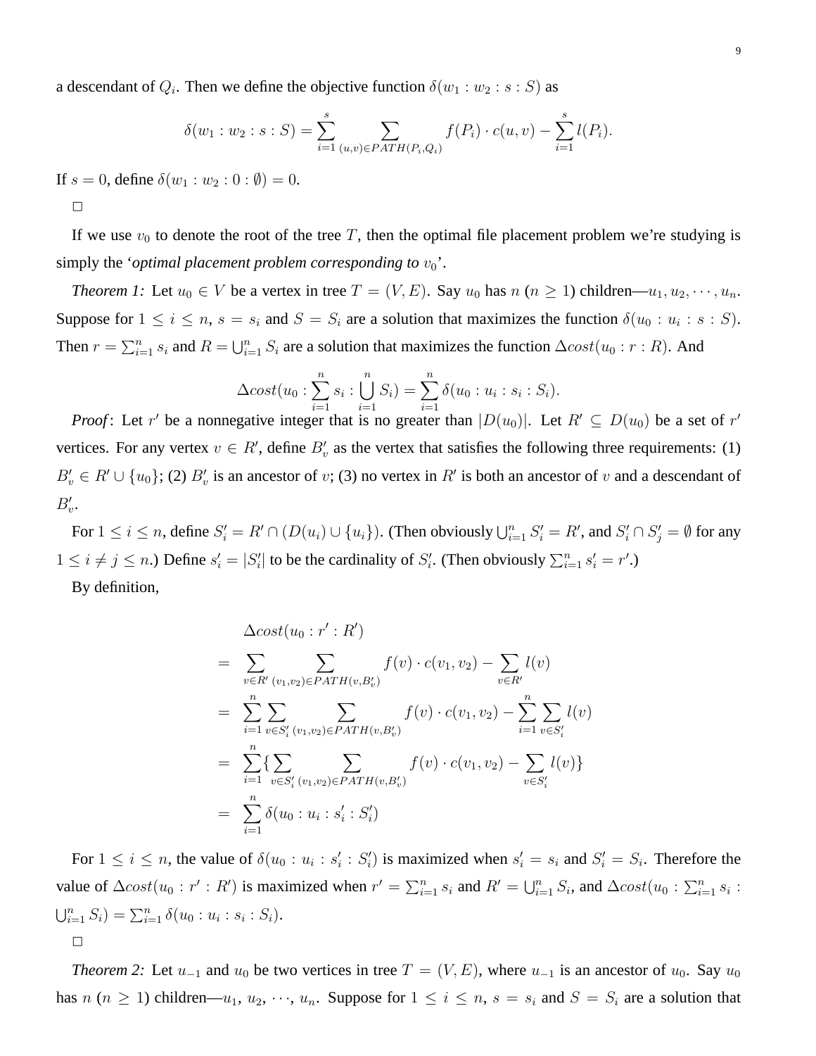a descendant of $Q_i$. Then we define the objective function $\delta(w_1 : w_2 : s : S)$ as

$$\delta(w_1 : w_2 : s : S) = \sum_{i=1}^{s} \sum_{(u,v) \in PATH(P_i, Q_i)} f(P_i) \cdot c(u, v) - \sum_{i=1}^{s} l(P_i).$$

If $s = 0$, define $\delta(w_1 : w_2 : 0 : \emptyset) = 0$.

□

If we use $v_0$ to denote the root of the tree $T$, then the optimal file placement problem we're studying is simply the '*optimal placement problem corresponding to* $v_0$'.

*Theorem 1:* Let $u_0 \in V$ be a vertex in tree $T = (V, E)$. Say $u_0$ has $n$ ($n \geq 1$) children—$u_1, u_2, \cdots, u_n$. Suppose for $1 \leq i \leq n$, $s = s_i$ and $S = S_i$ are a solution that maximizes the function $\delta(u_0 : u_i : s : S)$. Then $r = \sum_{i=1}^{n} s_i$ and $R = \bigcup_{i=1}^{n} S_i$ are a solution that maximizes the function $\Delta cost(u_0 : r : R)$. And

$$\Delta cost(u_0 : \sum_{i=1}^{n} s_i : \bigcup_{i=1}^{n} S_i) = \sum_{i=1}^{n} \delta(u_0 : u_i : s_i : S_i).$$

*Proof*: Let $r'$ be a nonnegative integer that is no greater than $|D(u_0)|$. Let $R' \subseteq D(u_0)$ be a set of $r'$ vertices. For any vertex $v \in R'$, define $B'_v$ as the vertex that satisfies the following three requirements: (1) $B'_v \in R' \cup \{u_0\}$; (2) $B'_v$ is an ancestor of $v$; (3) no vertex in $R'$ is both an ancestor of $v$ and a descendant of $B'_v$.

For $1 \leq i \leq n$, define $S'_i = R' \cap (D(u_i) \cup \{u_i\})$. (Then obviously $\bigcup_{i=1}^{n} S'_i = R'$, and $S'_i \cap S'_j = \emptyset$ for any $1 \leq i \neq j \leq n$.) Define $s'_i = |S'_i|$ to be the cardinality of $S'_i$. (Then obviously $\sum_{i=1}^{n} s'_i = r'$.)

By definition,

$$\begin{aligned}
& \Delta cost(u_0 : r' : R') \\
= & \sum_{v \in R'} \sum_{(v_1,v_2) \in PATH(v, B'_v)} f(v) \cdot c(v_1, v_2) - \sum_{v \in R'} l(v) \\
= & \sum_{i=1}^{n} \sum_{v \in S'_i} \sum_{(v_1,v_2) \in PATH(v, B'_v)} f(v) \cdot c(v_1, v_2) - \sum_{i=1}^{n} \sum_{v \in S'_i} l(v) \\
= & \sum_{i=1}^{n} \{ \sum_{v \in S'_i} \sum_{(v_1,v_2) \in PATH(v, B'_v)} f(v) \cdot c(v_1, v_2) - \sum_{v \in S'_i} l(v) \} \\
= & \sum_{i=1}^{n} \delta(u_0 : u_i : s'_i : S'_i)
\end{aligned}$$

For $1 \leq i \leq n$, the value of $\delta(u_0 : u_i : s'_i : S'_i)$ is maximized when $s'_i = s_i$ and $S'_i = S_i$. Therefore the value of $\Delta cost(u_0 : r' : R')$ is maximized when $r' = \sum_{i=1}^{n} s_i$ and $R' = \bigcup_{i=1}^{n} S_i$, and $\Delta cost(u_0 : \sum_{i=1}^{n} s_i : \bigcup_{i=1}^{n} S_i) = \sum_{i=1}^{n} \delta(u_0 : u_i : s_i : S_i)$.

□

*Theorem 2:* Let $u_{-1}$ and $u_0$ be two vertices in tree $T = (V, E)$, where $u_{-1}$ is an ancestor of $u_0$. Say $u_0$ has $n$ ($n \geq 1$) children—$u_1$, $u_2$, $\cdots$, $u_n$. Suppose for $1 \leq i \leq n$, $s = s_i$ and $S = S_i$ are a solution that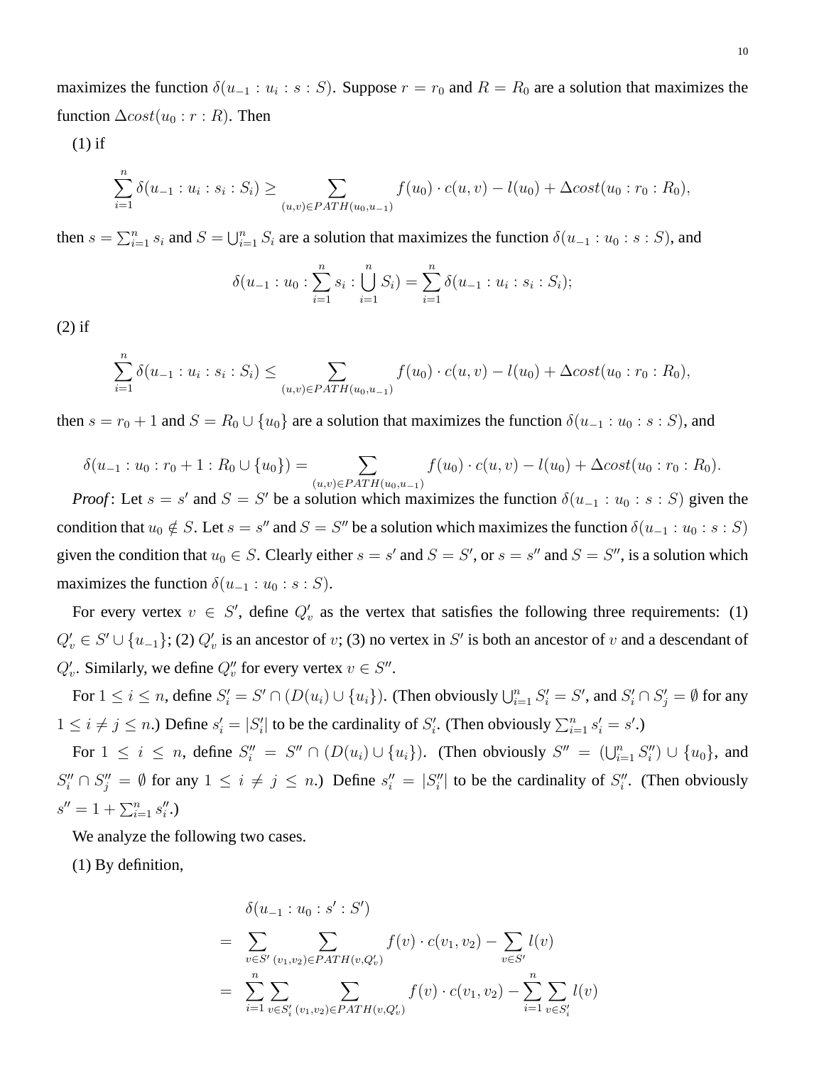maximizes the function $\delta(u_{-1} : u_i : s : S)$. Suppose $r = r_0$ and $R = R_0$ are a solution that maximizes the function $\Delta cost(u_0 : r : R)$. Then

(1) if

$$\sum_{i=1}^{n} \delta(u_{-1} : u_i : s_i : S_i) \geq \sum_{(u,v) \in PATH(u_0, u_{-1})} f(u_0) \cdot c(u,v) - l(u_0) + \Delta cost(u_0 : r_0 : R_0),$$

then $s = \sum_{i=1}^{n} s_i$ and $S = \bigcup_{i=1}^{n} S_i$ are a solution that maximizes the function $\delta(u_{-1} : u_0 : s : S)$, and

$$\delta(u_{-1} : u_0 : \sum_{i=1}^{n} s_i : \bigcup_{i=1}^{n} S_i) = \sum_{i=1}^{n} \delta(u_{-1} : u_i : s_i : S_i);$$

(2) if

$$\sum_{i=1}^{n} \delta(u_{-1} : u_i : s_i : S_i) \leq \sum_{(u,v) \in PATH(u_0, u_{-1})} f(u_0) \cdot c(u,v) - l(u_0) + \Delta cost(u_0 : r_0 : R_0),$$

then $s = r_0 + 1$ and $S = R_0 \cup \{u_0\}$ are a solution that maximizes the function $\delta(u_{-1} : u_0 : s : S)$, and

$$\delta(u_{-1} : u_0 : r_0 + 1 : R_0 \cup \{u_0\}) = \sum_{(u,v) \in PATH(u_0, u_{-1})} f(u_0) \cdot c(u,v) - l(u_0) + \Delta cost(u_0 : r_0 : R_0).$$

*Proof*: Let $s = s'$ and $S = S'$ be a solution which maximizes the function $\delta(u_{-1} : u_0 : s : S)$ given the condition that $u_0 \notin S$. Let $s = s''$ and $S = S''$ be a solution which maximizes the function $\delta(u_{-1} : u_0 : s : S)$ given the condition that $u_0 \in S$. Clearly either $s = s'$ and $S = S'$, or $s = s''$ and $S = S''$, is a solution which maximizes the function $\delta(u_{-1} : u_0 : s : S)$.

For every vertex $v \in S'$, define $Q'_v$ as the vertex that satisfies the following three requirements: (1) $Q'_v \in S' \cup \{u_{-1}\}$; (2) $Q'_v$ is an ancestor of $v$; (3) no vertex in $S'$ is both an ancestor of $v$ and a descendant of $Q'_v$. Similarly, we define $Q''_v$ for every vertex $v \in S''$.

For $1 \leq i \leq n$, define $S'_i = S' \cap (D(u_i) \cup \{u_i\})$. (Then obviously $\bigcup_{i=1}^{n} S'_i = S'$, and $S'_i \cap S'_j = \emptyset$ for any $1 \leq i \neq j \leq n$.) Define $s'_i = |S'_i|$ to be the cardinality of $S'_i$. (Then obviously $\sum_{i=1}^{n} s'_i = s'$.)

For $1 \leq i \leq n$, define $S''_i = S'' \cap (D(u_i) \cup \{u_i\})$. (Then obviously $S'' = (\bigcup_{i=1}^{n} S''_i) \cup \{u_0\}$, and $S''_i \cap S''_j = \emptyset$ for any $1 \leq i \neq j \leq n$.) Define $s''_i = |S''_i|$ to be the cardinality of $S''_i$. (Then obviously $s'' = 1 + \sum_{i=1}^{n} s''_i$.)

We analyze the following two cases.

(1) By definition,

$$\begin{aligned}
& \delta(u_{-1} : u_0 : s' : S') \\
= & \sum_{v \in S'} \sum_{(v_1,v_2) \in PATH(v, Q'_v)} f(v) \cdot c(v_1, v_2) - \sum_{v \in S'} l(v) \\
= & \sum_{i=1}^{n} \sum_{v \in S'_i} \sum_{(v_1,v_2) \in PATH(v, Q'_v)} f(v) \cdot c(v_1, v_2) - \sum_{i=1}^{n} \sum_{v \in S'_i} l(v)
\end{aligned}$$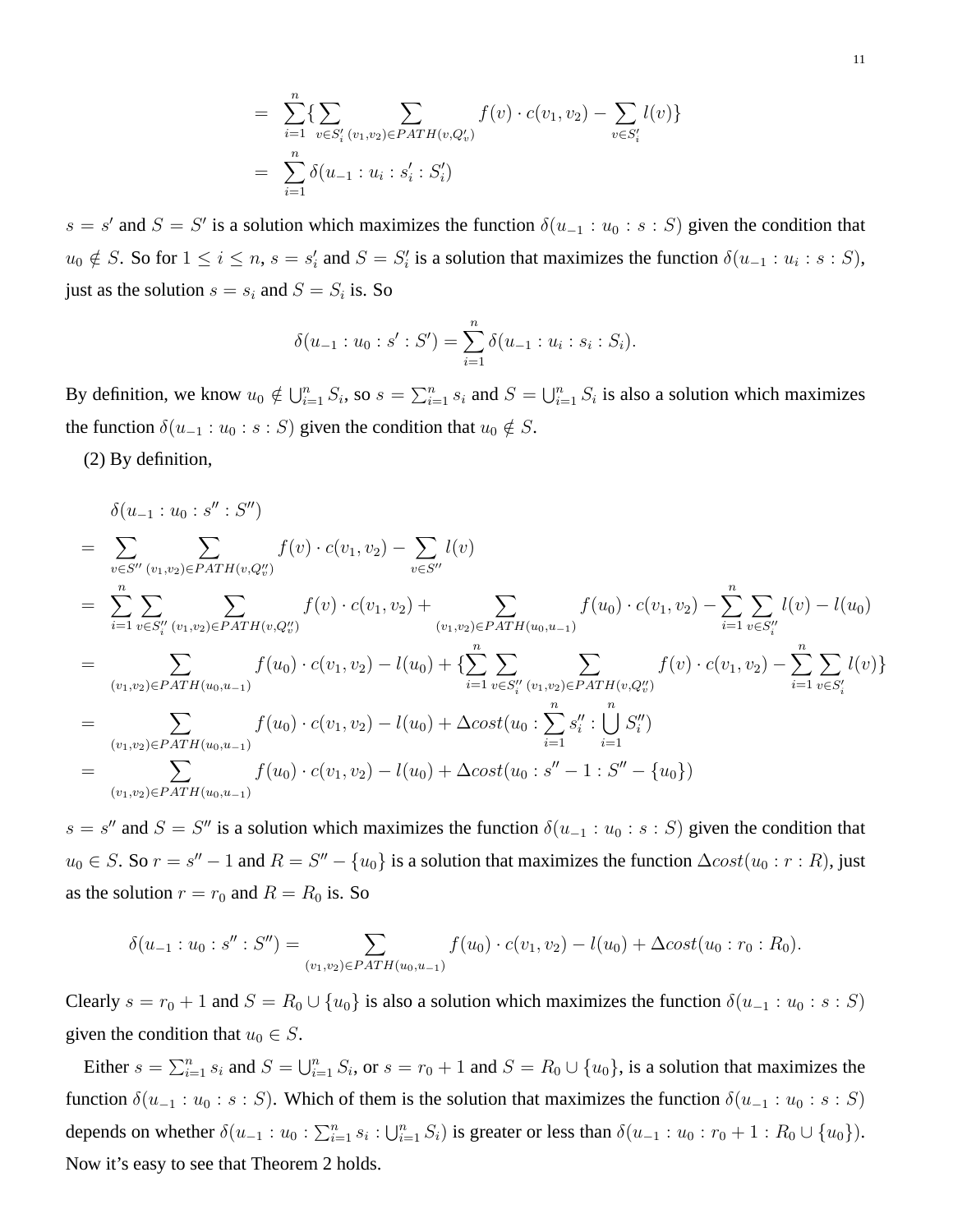$$
\begin{aligned}
&= \sum_{i=1}^{n}\{\sum_{v\in S'_i}\sum_{(v_1,v_2)\in PATH(v,Q'_v)} f(v)\cdot c(v_1,v_2) - \sum_{v\in S'_i} l(v)\} \\
&= \sum_{i=1}^{n}\delta(u_{-1}:u_i:s'_i:S'_i)
\end{aligned}
$$

$s = s'$ and $S = S'$ is a solution which maximizes the function $\delta(u_{-1} : u_0 : s : S)$ given the condition that $u_0 \notin S$. So for $1 \le i \le n$, $s = s'_i$ and $S = S'_i$ is a solution that maximizes the function $\delta(u_{-1} : u_i : s : S)$, just as the solution $s = s_i$ and $S = S_i$ is. So

$$
\delta(u_{-1}:u_0:s':S') = \sum_{i=1}^{n}\delta(u_{-1}:u_i:s_i:S_i).
$$

By definition, we know $u_0 \notin \bigcup_{i=1}^{n} S_i$, so $s = \sum_{i=1}^{n} s_i$ and $S = \bigcup_{i=1}^{n} S_i$ is also a solution which maximizes the function $\delta(u_{-1} : u_0 : s : S)$ given the condition that $u_0 \notin S$.

(2) By definition,

$$
\begin{aligned}
&\delta(u_{-1}:u_0:s'':S'') \\
&= \sum_{v\in S''}\sum_{(v_1,v_2)\in PATH(v,Q''_v)} f(v)\cdot c(v_1,v_2) - \sum_{v\in S''} l(v) \\
&= \sum_{i=1}^{n}\sum_{v\in S''_i}\sum_{(v_1,v_2)\in PATH(v,Q''_v)} f(v)\cdot c(v_1,v_2) + \sum_{(v_1,v_2)\in PATH(u_0,u_{-1})} f(u_0)\cdot c(v_1,v_2) - \sum_{i=1}^{n}\sum_{v\in S''_i} l(v) - l(u_0) \\
&= \sum_{(v_1,v_2)\in PATH(u_0,u_{-1})} f(u_0)\cdot c(v_1,v_2) - l(u_0) + \{\sum_{i=1}^{n}\sum_{v\in S''_i}\sum_{(v_1,v_2)\in PATH(v,Q''_v)} f(v)\cdot c(v_1,v_2) - \sum_{i=1}^{n}\sum_{v\in S'_i} l(v)\} \\
&= \sum_{(v_1,v_2)\in PATH(u_0,u_{-1})} f(u_0)\cdot c(v_1,v_2) - l(u_0) + \Delta cost(u_0 : \sum_{i=1}^{n} s''_i : \bigcup_{i=1}^{n} S''_i) \\
&= \sum_{(v_1,v_2)\in PATH(u_0,u_{-1})} f(u_0)\cdot c(v_1,v_2) - l(u_0) + \Delta cost(u_0 : s''-1 : S''-\{u_0\})
\end{aligned}
$$

$s = s''$ and $S = S''$ is a solution which maximizes the function $\delta(u_{-1} : u_0 : s : S)$ given the condition that $u_0 \in S$. So $r = s'' - 1$ and $R = S'' - \{u_0\}$ is a solution that maximizes the function $\Delta cost(u_0 : r : R)$, just as the solution $r = r_0$ and $R = R_0$ is. So

$$
\delta(u_{-1}:u_0:s'':S'') = \sum_{(v_1,v_2)\in PATH(u_0,u_{-1})} f(u_0)\cdot c(v_1,v_2) - l(u_0) + \Delta cost(u_0 : r_0 : R_0).
$$

Clearly $s = r_0 + 1$ and $S = R_0 \cup \{u_0\}$ is also a solution which maximizes the function $\delta(u_{-1} : u_0 : s : S)$ given the condition that $u_0 \in S$.

Either $s = \sum_{i=1}^{n} s_i$ and $S = \bigcup_{i=1}^{n} S_i$, or $s = r_0 + 1$ and $S = R_0 \cup \{u_0\}$, is a solution that maximizes the function $\delta(u_{-1} : u_0 : s : S)$. Which of them is the solution that maximizes the function $\delta(u_{-1} : u_0 : s : S)$ depends on whether $\delta(u_{-1} : u_0 : \sum_{i=1}^{n} s_i : \bigcup_{i=1}^{n} S_i)$ is greater or less than $\delta(u_{-1} : u_0 : r_0 + 1 : R_0 \cup \{u_0\})$. Now it's easy to see that Theorem 2 holds.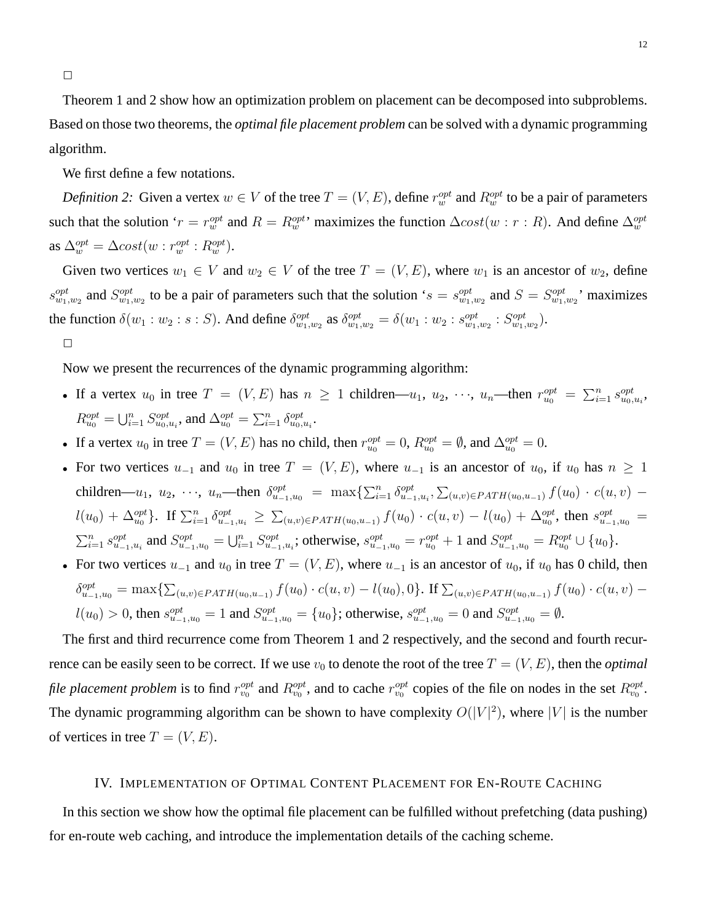□

Theorem 1 and 2 show how an optimization problem on placement can be decomposed into subproblems. Based on those two theorems, the *optimal file placement problem* can be solved with a dynamic programming algorithm.

We first define a few notations.

*Definition 2:* Given a vertex $w \in V$ of the tree $T = (V, E)$, define $r_w^{opt}$ and $R_w^{opt}$ to be a pair of parameters such that the solution '$r = r_w^{opt}$ and $R = R_w^{opt}$' maximizes the function $\Delta cost(w : r : R)$. And define $\Delta_w^{opt}$ as $\Delta_w^{opt} = \Delta cost(w : r_w^{opt} : R_w^{opt})$.

Given two vertices $w_1 \in V$ and $w_2 \in V$ of the tree $T = (V, E)$, where $w_1$ is an ancestor of $w_2$, define $s_{w_1,w_2}^{opt}$ and $S_{w_1,w_2}^{opt}$ to be a pair of parameters such that the solution '$s = s_{w_1,w_2}^{opt}$ and $S = S_{w_1,w_2}^{opt}$' maximizes the function $\delta(w_1 : w_2 : s : S)$. And define $\delta_{w_1,w_2}^{opt}$ as $\delta_{w_1,w_2}^{opt} = \delta(w_1 : w_2 : s_{w_1,w_2}^{opt} : S_{w_1,w_2}^{opt})$.

□

Now we present the recurrences of the dynamic programming algorithm:

- If a vertex $u_0$ in tree $T = (V, E)$ has $n \geq 1$ children—$u_1, u_2, \cdots, u_n$—then $r_{u_0}^{opt} = \sum_{i=1}^{n} s_{u_0,u_i}^{opt}$, $R_{u_0}^{opt} = \bigcup_{i=1}^{n} S_{u_0,u_i}^{opt}$, and $\Delta_{u_0}^{opt} = \sum_{i=1}^{n} \delta_{u_0,u_i}^{opt}$.
- If a vertex $u_0$ in tree $T = (V, E)$ has no child, then $r_{u_0}^{opt} = 0$, $R_{u_0}^{opt} = \emptyset$, and $\Delta_{u_0}^{opt} = 0$.
- For two vertices $u_{-1}$ and $u_0$ in tree $T = (V, E)$, where $u_{-1}$ is an ancestor of $u_0$, if $u_0$ has $n \geq 1$ children—$u_1, u_2, \cdots, u_n$—then $\delta_{u_{-1},u_0}^{opt} = \max\{\sum_{i=1}^{n} \delta_{u_{-1},u_i}^{opt}, \sum_{(u,v)\in PATH(u_0,u_{-1})} f(u_0) \cdot c(u,v) - l(u_0) + \Delta_{u_0}^{opt}\}$. If $\sum_{i=1}^{n} \delta_{u_{-1},u_i}^{opt} \geq \sum_{(u,v)\in PATH(u_0,u_{-1})} f(u_0) \cdot c(u,v) - l(u_0) + \Delta_{u_0}^{opt}$, then $s_{u_{-1},u_0}^{opt} = \sum_{i=1}^{n} s_{u_{-1},u_i}^{opt}$ and $S_{u_{-1},u_0}^{opt} = \bigcup_{i=1}^{n} S_{u_{-1},u_i}^{opt}$; otherwise, $s_{u_{-1},u_0}^{opt} = r_{u_0}^{opt} + 1$ and $S_{u_{-1},u_0}^{opt} = R_{u_0}^{opt} \cup \{u_0\}$.
- For two vertices $u_{-1}$ and $u_0$ in tree $T = (V, E)$, where $u_{-1}$ is an ancestor of $u_0$, if $u_0$ has 0 child, then $\delta_{u_{-1},u_0}^{opt} = \max\{\sum_{(u,v)\in PATH(u_0,u_{-1})} f(u_0) \cdot c(u,v) - l(u_0), 0\}$. If $\sum_{(u,v)\in PATH(u_0,u_{-1})} f(u_0) \cdot c(u,v) - l(u_0) > 0$, then $s_{u_{-1},u_0}^{opt} = 1$ and $S_{u_{-1},u_0}^{opt} = \{u_0\}$; otherwise, $s_{u_{-1},u_0}^{opt} = 0$ and $S_{u_{-1},u_0}^{opt} = \emptyset$.

The first and third recurrence come from Theorem 1 and 2 respectively, and the second and fourth recurrence can be easily seen to be correct. If we use $v_0$ to denote the root of the tree $T = (V, E)$, then the *optimal file placement problem* is to find $r_{v_0}^{opt}$ and $R_{v_0}^{opt}$, and to cache $r_{v_0}^{opt}$ copies of the file on nodes in the set $R_{v_0}^{opt}$. The dynamic programming algorithm can be shown to have complexity $O(|V|^2)$, where $|V|$ is the number of vertices in tree $T = (V, E)$.

## IV. Implementation of Optimal Content Placement for En-Route Caching

In this section we show how the optimal file placement can be fulfilled without prefetching (data pushing) for en-route web caching, and introduce the implementation details of the caching scheme.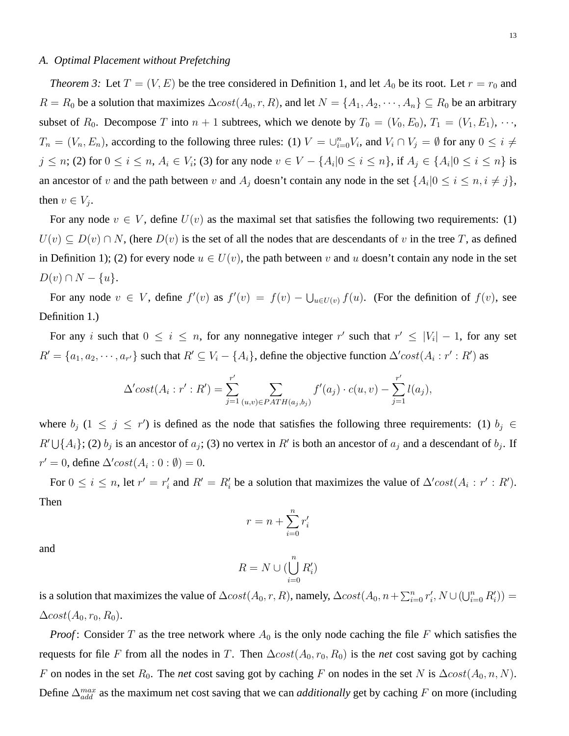### A. Optimal Placement without Prefetching

*Theorem 3:* Let $T = (V, E)$ be the tree considered in Definition 1, and let $A_0$ be its root. Let $r = r_0$ and $R = R_0$ be a solution that maximizes $\Delta cost(A_0, r, R)$, and let $N = \{A_1, A_2, \cdots, A_n\} \subseteq R_0$ be an arbitrary subset of $R_0$. Decompose $T$ into $n + 1$ subtrees, which we denote by $T_0 = (V_0, E_0)$, $T_1 = (V_1, E_1)$, $\cdots$, $T_n = (V_n, E_n)$, according to the following three rules: (1) $V = \cup_{i=0}^{n} V_i$, and $V_i \cap V_j = \emptyset$ for any $0 \leq i \neq j \leq n$; (2) for $0 \leq i \leq n$, $A_i \in V_i$; (3) for any node $v \in V - \{A_i | 0 \leq i \leq n\}$, if $A_j \in \{A_i | 0 \leq i \leq n\}$ is an ancestor of $v$ and the path between $v$ and $A_j$ doesn't contain any node in the set $\{A_i | 0 \leq i \leq n, i \neq j\}$, then $v \in V_j$.

For any node $v \in V$, define $U(v)$ as the maximal set that satisfies the following two requirements: (1) $U(v) \subseteq D(v) \cap N$, (here $D(v)$ is the set of all the nodes that are descendants of $v$ in the tree $T$, as defined in Definition 1); (2) for every node $u \in U(v)$, the path between $v$ and $u$ doesn't contain any node in the set $D(v) \cap N - \{u\}$.

For any node $v \in V$, define $f'(v)$ as $f'(v) = f(v) - \bigcup_{u \in U(v)} f(u)$. (For the definition of $f(v)$, see Definition 1.)

For any $i$ such that $0 \leq i \leq n$, for any nonnegative integer $r'$ such that $r' \leq |V_i| - 1$, for any set $R' = \{a_1, a_2, \cdots, a_{r'}\}$ such that $R' \subseteq V_i - \{A_i\}$, define the objective function $\Delta' cost(A_i : r' : R')$ as

$$\Delta' cost(A_i : r' : R') = \sum_{j=1}^{r'} \sum_{(u,v) \in PATH(a_j, b_j)} f'(a_j) \cdot c(u, v) - \sum_{j=1}^{r'} l(a_j),$$

where $b_j$ ($1 \leq j \leq r'$) is defined as the node that satisfies the following three requirements: (1) $b_j \in R' \bigcup \{A_i\}$; (2) $b_j$ is an ancestor of $a_j$; (3) no vertex in $R'$ is both an ancestor of $a_j$ and a descendant of $b_j$. If $r' = 0$, define $\Delta' cost(A_i : 0 : \emptyset) = 0$.

For $0 \leq i \leq n$, let $r' = r'_i$ and $R' = R'_i$ be a solution that maximizes the value of $\Delta' cost(A_i : r' : R')$. Then

$$r = n + \sum_{i=0}^{n} r'_i$$

and

$$R = N \cup (\bigcup_{i=0}^{n} R'_i)$$

is a solution that maximizes the value of $\Delta cost(A_0, r, R)$, namely, $\Delta cost(A_0, n + \sum_{i=0}^{n} r'_i, N \cup (\bigcup_{i=0}^{n} R'_i)) = \Delta cost(A_0, r_0, R_0)$.

*Proof*: Consider $T$ as the tree network where $A_0$ is the only node caching the file $F$ which satisfies the requests for file $F$ from all the nodes in $T$. Then $\Delta cost(A_0, r_0, R_0)$ is the *net* cost saving got by caching $F$ on nodes in the set $R_0$. The *net* cost saving got by caching $F$ on nodes in the set $N$ is $\Delta cost(A_0, n, N)$. Define $\Delta_{add}^{max}$ as the maximum net cost saving that we can *additionally* get by caching $F$ on more (including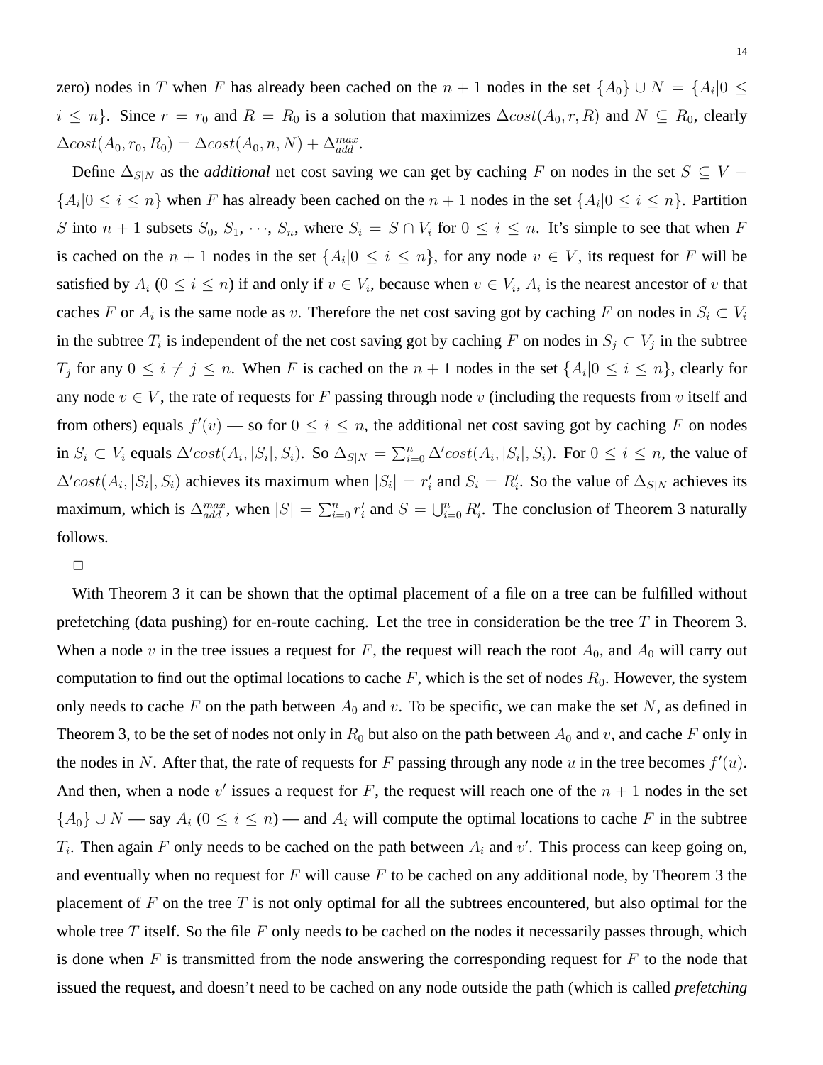zero) nodes in $T$ when $F$ has already been cached on the $n+1$ nodes in the set $\{A_0\} \cup N = \{A_i | 0 \leq i \leq n\}$. Since $r = r_0$ and $R = R_0$ is a solution that maximizes $\Delta cost(A_0, r, R)$ and $N \subseteq R_0$, clearly $\Delta cost(A_0, r_0, R_0) = \Delta cost(A_0, n, N) + \Delta_{add}^{max}$.

Define $\Delta_{S|N}$ as the *additional* net cost saving we can get by caching $F$ on nodes in the set $S \subseteq V - \{A_i | 0 \leq i \leq n\}$ when $F$ has already been cached on the $n+1$ nodes in the set $\{A_i | 0 \leq i \leq n\}$. Partition $S$ into $n+1$ subsets $S_0, S_1, \cdots, S_n$, where $S_i = S \cap V_i$ for $0 \leq i \leq n$. It's simple to see that when $F$ is cached on the $n+1$ nodes in the set $\{A_i | 0 \leq i \leq n\}$, for any node $v \in V$, its request for $F$ will be satisfied by $A_i$ ($0 \leq i \leq n$) if and only if $v \in V_i$, because when $v \in V_i$, $A_i$ is the nearest ancestor of $v$ that caches $F$ or $A_i$ is the same node as $v$. Therefore the net cost saving got by caching $F$ on nodes in $S_i \subset V_i$ in the subtree $T_i$ is independent of the net cost saving got by caching $F$ on nodes in $S_j \subset V_j$ in the subtree $T_j$ for any $0 \leq i \neq j \leq n$. When $F$ is cached on the $n+1$ nodes in the set $\{A_i | 0 \leq i \leq n\}$, clearly for any node $v \in V$, the rate of requests for $F$ passing through node $v$ (including the requests from $v$ itself and from others) equals $f'(v)$ — so for $0 \leq i \leq n$, the additional net cost saving got by caching $F$ on nodes in $S_i \subset V_i$ equals $\Delta' cost(A_i, |S_i|, S_i)$. So $\Delta_{S|N} = \sum_{i=0}^{n} \Delta' cost(A_i, |S_i|, S_i)$. For $0 \leq i \leq n$, the value of $\Delta' cost(A_i, |S_i|, S_i)$ achieves its maximum when $|S_i| = r'_i$ and $S_i = R'_i$. So the value of $\Delta_{S|N}$ achieves its maximum, which is $\Delta_{add}^{max}$, when $|S| = \sum_{i=0}^{n} r'_i$ and $S = \bigcup_{i=0}^{n} R'_i$. The conclusion of Theorem 3 naturally follows.

□

With Theorem 3 it can be shown that the optimal placement of a file on a tree can be fulfilled without prefetching (data pushing) for en-route caching. Let the tree in consideration be the tree $T$ in Theorem 3. When a node $v$ in the tree issues a request for $F$, the request will reach the root $A_0$, and $A_0$ will carry out computation to find out the optimal locations to cache $F$, which is the set of nodes $R_0$. However, the system only needs to cache $F$ on the path between $A_0$ and $v$. To be specific, we can make the set $N$, as defined in Theorem 3, to be the set of nodes not only in $R_0$ but also on the path between $A_0$ and $v$, and cache $F$ only in the nodes in $N$. After that, the rate of requests for $F$ passing through any node $u$ in the tree becomes $f'(u)$. And then, when a node $v'$ issues a request for $F$, the request will reach one of the $n+1$ nodes in the set $\{A_0\} \cup N$ — say $A_i$ ($0 \leq i \leq n$) — and $A_i$ will compute the optimal locations to cache $F$ in the subtree $T_i$. Then again $F$ only needs to be cached on the path between $A_i$ and $v'$. This process can keep going on, and eventually when no request for $F$ will cause $F$ to be cached on any additional node, by Theorem 3 the placement of $F$ on the tree $T$ is not only optimal for all the subtrees encountered, but also optimal for the whole tree $T$ itself. So the file $F$ only needs to be cached on the nodes it necessarily passes through, which is done when $F$ is transmitted from the node answering the corresponding request for $F$ to the node that issued the request, and doesn't need to be cached on any node outside the path (which is called *prefetching*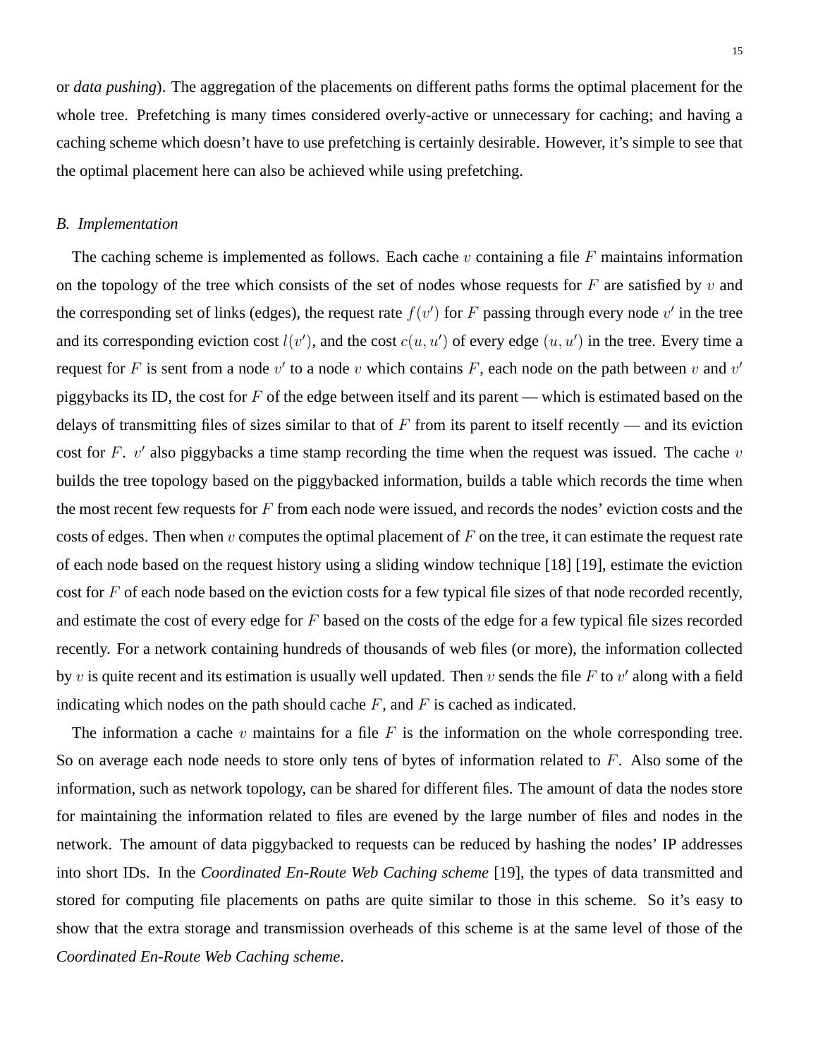or *data pushing*). The aggregation of the placements on different paths forms the optimal placement for the whole tree. Prefetching is many times considered overly-active or unnecessary for caching; and having a caching scheme which doesn't have to use prefetching is certainly desirable. However, it's simple to see that the optimal placement here can also be achieved while using prefetching.

### *B. Implementation*

The caching scheme is implemented as follows. Each cache $v$ containing a file $F$ maintains information on the topology of the tree which consists of the set of nodes whose requests for $F$ are satisfied by $v$ and the corresponding set of links (edges), the request rate $f(v')$ for $F$ passing through every node $v'$ in the tree and its corresponding eviction cost $l(v')$, and the cost $c(u, u')$ of every edge $(u, u')$ in the tree. Every time a request for $F$ is sent from a node $v'$ to a node $v$ which contains $F$, each node on the path between $v$ and $v'$ piggybacks its ID, the cost for $F$ of the edge between itself and its parent — which is estimated based on the delays of transmitting files of sizes similar to that of $F$ from its parent to itself recently — and its eviction cost for $F$. $v'$ also piggybacks a time stamp recording the time when the request was issued. The cache $v$ builds the tree topology based on the piggybacked information, builds a table which records the time when the most recent few requests for $F$ from each node were issued, and records the nodes' eviction costs and the costs of edges. Then when $v$ computes the optimal placement of $F$ on the tree, it can estimate the request rate of each node based on the request history using a sliding window technique [18] [19], estimate the eviction cost for $F$ of each node based on the eviction costs for a few typical file sizes of that node recorded recently, and estimate the cost of every edge for $F$ based on the costs of the edge for a few typical file sizes recorded recently. For a network containing hundreds of thousands of web files (or more), the information collected by $v$ is quite recent and its estimation is usually well updated. Then $v$ sends the file $F$ to $v'$ along with a field indicating which nodes on the path should cache $F$, and $F$ is cached as indicated.

The information a cache $v$ maintains for a file $F$ is the information on the whole corresponding tree. So on average each node needs to store only tens of bytes of information related to $F$. Also some of the information, such as network topology, can be shared for different files. The amount of data the nodes store for maintaining the information related to files are evened by the large number of files and nodes in the network. The amount of data piggybacked to requests can be reduced by hashing the nodes' IP addresses into short IDs. In the *Coordinated En-Route Web Caching scheme* [19], the types of data transmitted and stored for computing file placements on paths are quite similar to those in this scheme. So it's easy to show that the extra storage and transmission overheads of this scheme is at the same level of those of the *Coordinated En-Route Web Caching scheme*.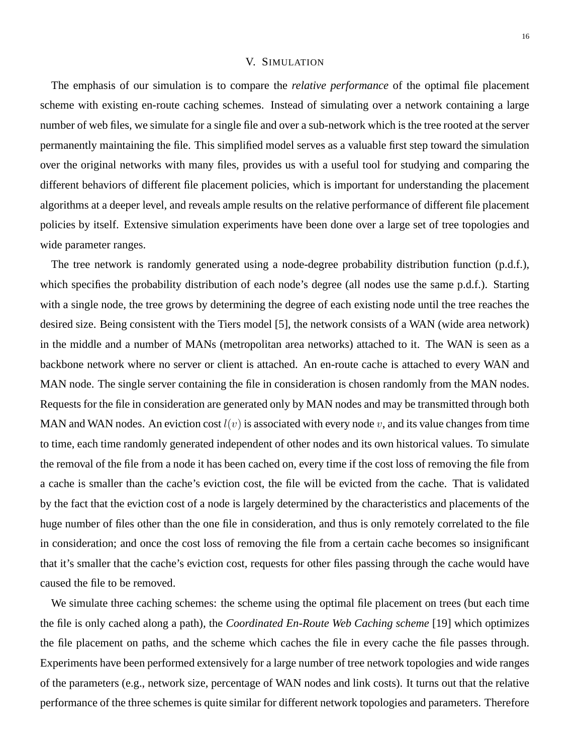## V. Simulation

The emphasis of our simulation is to compare the *relative performance* of the optimal file placement scheme with existing en-route caching schemes. Instead of simulating over a network containing a large number of web files, we simulate for a single file and over a sub-network which is the tree rooted at the server permanently maintaining the file. This simplified model serves as a valuable first step toward the simulation over the original networks with many files, provides us with a useful tool for studying and comparing the different behaviors of different file placement policies, which is important for understanding the placement algorithms at a deeper level, and reveals ample results on the relative performance of different file placement policies by itself. Extensive simulation experiments have been done over a large set of tree topologies and wide parameter ranges.

The tree network is randomly generated using a node-degree probability distribution function (p.d.f.), which specifies the probability distribution of each node's degree (all nodes use the same p.d.f.). Starting with a single node, the tree grows by determining the degree of each existing node until the tree reaches the desired size. Being consistent with the Tiers model [5], the network consists of a WAN (wide area network) in the middle and a number of MANs (metropolitan area networks) attached to it. The WAN is seen as a backbone network where no server or client is attached. An en-route cache is attached to every WAN and MAN node. The single server containing the file in consideration is chosen randomly from the MAN nodes. Requests for the file in consideration are generated only by MAN nodes and may be transmitted through both MAN and WAN nodes. An eviction cost $l(v)$ is associated with every node $v$, and its value changes from time to time, each time randomly generated independent of other nodes and its own historical values. To simulate the removal of the file from a node it has been cached on, every time if the cost loss of removing the file from a cache is smaller than the cache's eviction cost, the file will be evicted from the cache. That is validated by the fact that the eviction cost of a node is largely determined by the characteristics and placements of the huge number of files other than the one file in consideration, and thus is only remotely correlated to the file in consideration; and once the cost loss of removing the file from a certain cache becomes so insignificant that it's smaller that the cache's eviction cost, requests for other files passing through the cache would have caused the file to be removed.

We simulate three caching schemes: the scheme using the optimal file placement on trees (but each time the file is only cached along a path), the *Coordinated En-Route Web Caching scheme* [19] which optimizes the file placement on paths, and the scheme which caches the file in every cache the file passes through. Experiments have been performed extensively for a large number of tree network topologies and wide ranges of the parameters (e.g., network size, percentage of WAN nodes and link costs). It turns out that the relative performance of the three schemes is quite similar for different network topologies and parameters. Therefore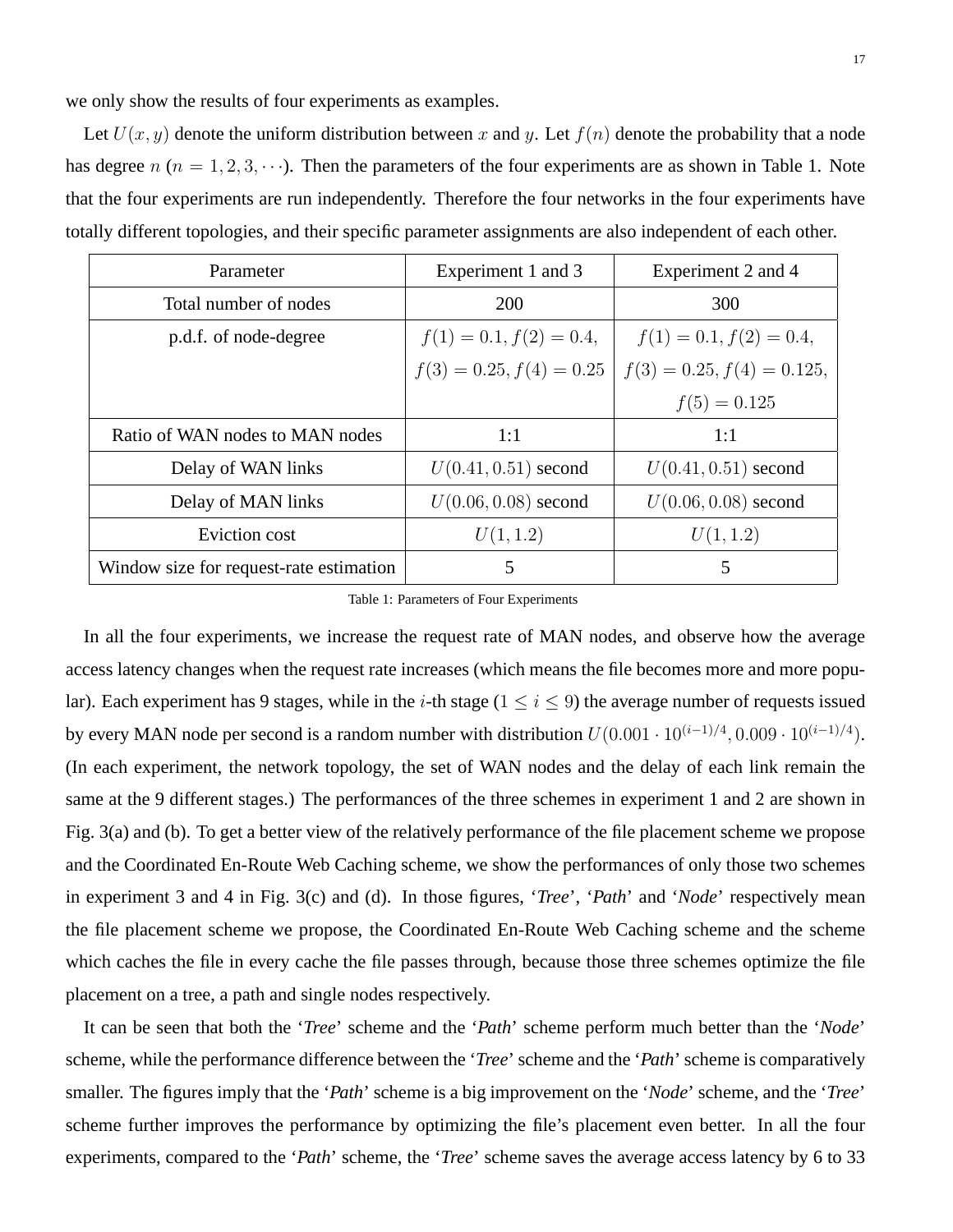we only show the results of four experiments as examples.

Let $U(x, y)$ denote the uniform distribution between $x$ and $y$. Let $f(n)$ denote the probability that a node has degree $n$ ($n = 1, 2, 3, \cdots$). Then the parameters of the four experiments are as shown in Table 1. Note that the four experiments are run independently. Therefore the four networks in the four experiments have totally different topologies, and their specific parameter assignments are also independent of each other.

| Parameter | Experiment 1 and 3 | Experiment 2 and 4 |
|---|---|---|
| Total number of nodes | 200 | 300 |
| p.d.f. of node-degree | $f(1) = 0.1, f(2) = 0.4,$ $f(3) = 0.25, f(4) = 0.25$ | $f(1) = 0.1, f(2) = 0.4,$ $f(3) = 0.25, f(4) = 0.125,$ $f(5) = 0.125$ |
| Ratio of WAN nodes to MAN nodes | 1:1 | 1:1 |
| Delay of WAN links | $U(0.41, 0.51)$ second | $U(0.41, 0.51)$ second |
| Delay of MAN links | $U(0.06, 0.08)$ second | $U(0.06, 0.08)$ second |
| Eviction cost | $U(1, 1.2)$ | $U(1, 1.2)$ |
| Window size for request-rate estimation | 5 | 5 |

Table 1: Parameters of Four Experiments

In all the four experiments, we increase the request rate of MAN nodes, and observe how the average access latency changes when the request rate increases (which means the file becomes more and more popular). Each experiment has 9 stages, while in the $i$-th stage ($1 \leq i \leq 9$) the average number of requests issued by every MAN node per second is a random number with distribution $U(0.001 \cdot 10^{(i-1)/4}, 0.009 \cdot 10^{(i-1)/4})$. (In each experiment, the network topology, the set of WAN nodes and the delay of each link remain the same at the 9 different stages.) The performances of the three schemes in experiment 1 and 2 are shown in Fig. 3(a) and (b). To get a better view of the relatively performance of the file placement scheme we propose and the Coordinated En-Route Web Caching scheme, we show the performances of only those two schemes in experiment 3 and 4 in Fig. 3(c) and (d). In those figures, '*Tree*', '*Path*' and '*Node*' respectively mean the file placement scheme we propose, the Coordinated En-Route Web Caching scheme and the scheme which caches the file in every cache the file passes through, because those three schemes optimize the file placement on a tree, a path and single nodes respectively.

It can be seen that both the '*Tree*' scheme and the '*Path*' scheme perform much better than the '*Node*' scheme, while the performance difference between the '*Tree*' scheme and the '*Path*' scheme is comparatively smaller. The figures imply that the '*Path*' scheme is a big improvement on the '*Node*' scheme, and the '*Tree*' scheme further improves the performance by optimizing the file's placement even better. In all the four experiments, compared to the '*Path*' scheme, the '*Tree*' scheme saves the average access latency by 6 to 33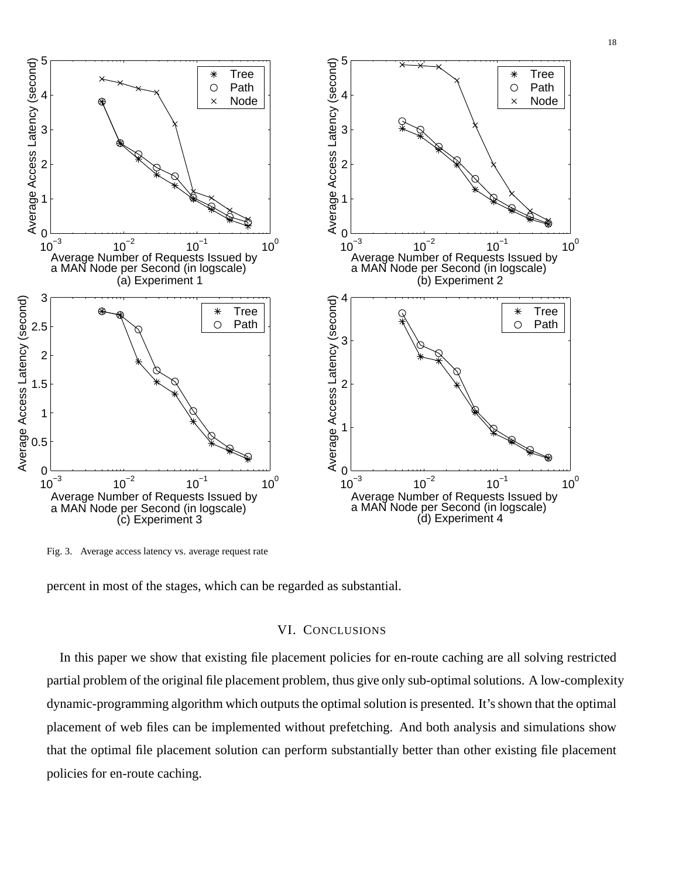Fig. 3. Average access latency vs. average request rate

percent in most of the stages, which can be regarded as substantial.

## VI. Conclusions

In this paper we show that existing file placement policies for en-route caching are all solving restricted partial problem of the original file placement problem, thus give only sub-optimal solutions. A low-complexity dynamic-programming algorithm which outputs the optimal solution is presented. It's shown that the optimal placement of web files can be implemented without prefetching. And both analysis and simulations show that the optimal file placement solution can perform substantially better than other existing file placement policies for en-route caching.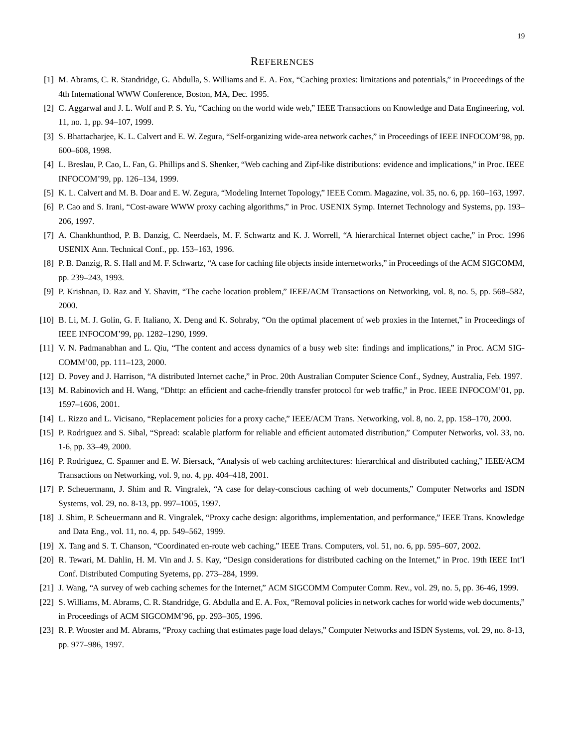# References

[1] M. Abrams, C. R. Standridge, G. Abdulla, S. Williams and E. A. Fox, “Caching proxies: limitations and potentials,” in Proceedings of the 4th International WWW Conference, Boston, MA, Dec. 1995.

[2] C. Aggarwal and J. L. Wolf and P. S. Yu, “Caching on the world wide web,” IEEE Transactions on Knowledge and Data Engineering, vol. 11, no. 1, pp. 94–107, 1999.

[3] S. Bhattacharjee, K. L. Calvert and E. W. Zegura, “Self-organizing wide-area network caches,” in Proceedings of IEEE INFOCOM’98, pp. 600–608, 1998.

[4] L. Breslau, P. Cao, L. Fan, G. Phillips and S. Shenker, “Web caching and Zipf-like distributions: evidence and implications,” in Proc. IEEE INFOCOM’99, pp. 126–134, 1999.

[5] K. L. Calvert and M. B. Doar and E. W. Zegura, “Modeling Internet Topology,” IEEE Comm. Magazine, vol. 35, no. 6, pp. 160–163, 1997.

[6] P. Cao and S. Irani, “Cost-aware WWW proxy caching algorithms,” in Proc. USENIX Symp. Internet Technology and Systems, pp. 193–206, 1997.

[7] A. Chankhunthod, P. B. Danzig, C. Neerdaels, M. F. Schwartz and K. J. Worrell, “A hierarchical Internet object cache,” in Proc. 1996 USENIX Ann. Technical Conf., pp. 153–163, 1996.

[8] P. B. Danzig, R. S. Hall and M. F. Schwartz, “A case for caching file objects inside internetworks,” in Proceedings of the ACM SIGCOMM, pp. 239–243, 1993.

[9] P. Krishnan, D. Raz and Y. Shavitt, “The cache location problem,” IEEE/ACM Transactions on Networking, vol. 8, no. 5, pp. 568–582, 2000.

[10] B. Li, M. J. Golin, G. F. Italiano, X. Deng and K. Sohraby, “On the optimal placement of web proxies in the Internet,” in Proceedings of IEEE INFOCOM’99, pp. 1282–1290, 1999.

[11] V. N. Padmanabhan and L. Qiu, “The content and access dynamics of a busy web site: findings and implications,” in Proc. ACM SIGCOMM’00, pp. 111–123, 2000.

[12] D. Povey and J. Harrison, “A distributed Internet cache,” in Proc. 20th Australian Computer Science Conf., Sydney, Australia, Feb. 1997.

[13] M. Rabinovich and H. Wang, “Dhttp: an efficient and cache-friendly transfer protocol for web traffic,” in Proc. IEEE INFOCOM’01, pp. 1597–1606, 2001.

[14] L. Rizzo and L. Vicisano, “Replacement policies for a proxy cache,” IEEE/ACM Trans. Networking, vol. 8, no. 2, pp. 158–170, 2000.

[15] P. Rodriguez and S. Sibal, “Spread: scalable platform for reliable and efficient automated distribution,” Computer Networks, vol. 33, no. 1-6, pp. 33–49, 2000.

[16] P. Rodriguez, C. Spanner and E. W. Biersack, “Analysis of web caching architectures: hierarchical and distributed caching,” IEEE/ACM Transactions on Networking, vol. 9, no. 4, pp. 404–418, 2001.

[17] P. Scheuermann, J. Shim and R. Vingralek, “A case for delay-conscious caching of web documents,” Computer Networks and ISDN Systems, vol. 29, no. 8-13, pp. 997–1005, 1997.

[18] J. Shim, P. Scheuermann and R. Vingralek, “Proxy cache design: algorithms, implementation, and performance,” IEEE Trans. Knowledge and Data Eng., vol. 11, no. 4, pp. 549–562, 1999.

[19] X. Tang and S. T. Chanson, “Coordinated en-route web caching,” IEEE Trans. Computers, vol. 51, no. 6, pp. 595–607, 2002.

[20] R. Tewari, M. Dahlin, H. M. Vin and J. S. Kay, “Design considerations for distributed caching on the Internet,” in Proc. 19th IEEE Int’l Conf. Distributed Computing Syetems, pp. 273–284, 1999.

[21] J. Wang, “A survey of web caching schemes for the Internet,” ACM SIGCOMM Computer Comm. Rev., vol. 29, no. 5, pp. 36-46, 1999.

[22] S. Williams, M. Abrams, C. R. Standridge, G. Abdulla and E. A. Fox, “Removal policies in network caches for world wide web documents,” in Proceedings of ACM SIGCOMM’96, pp. 293–305, 1996.

[23] R. P. Wooster and M. Abrams, “Proxy caching that estimates page load delays,” Computer Networks and ISDN Systems, vol. 29, no. 8-13, pp. 977–986, 1997.